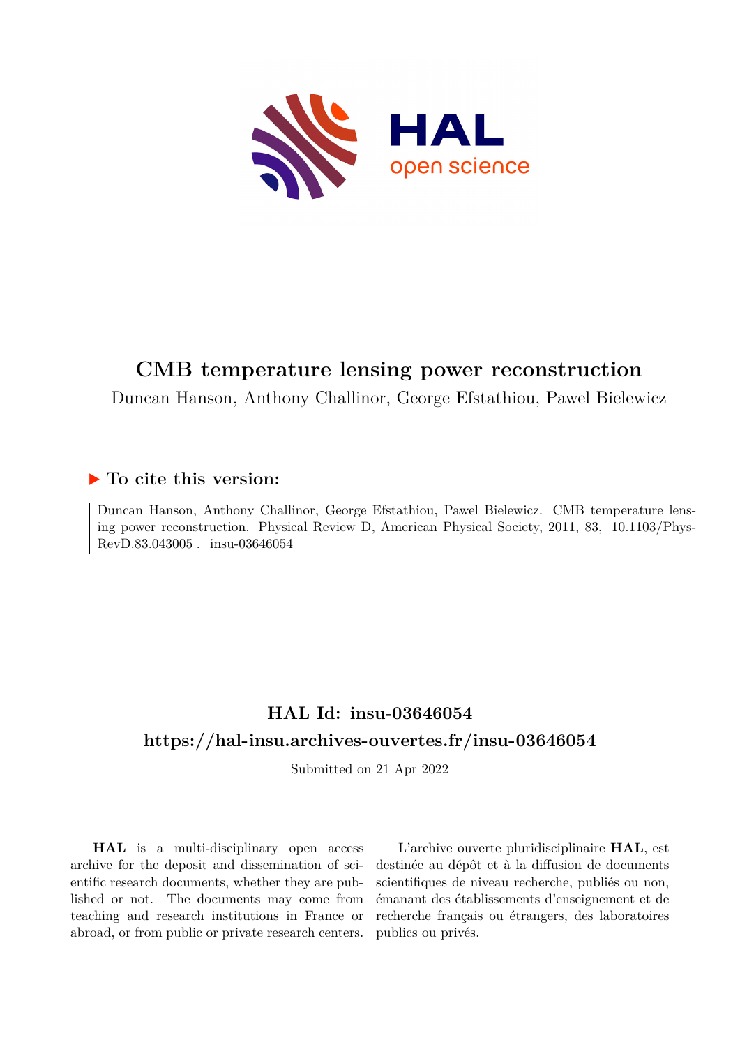# CMB temperature lensing power reconstruction

Duncan Hanson, Anthony Challinor, George Efstathiou, Pawel Bielewicz

## ▶ To cite this version:

Duncan Hanson, Anthony Challinor, George Efstathiou, Pawel Bielewicz. CMB temperature lensing power reconstruction. Physical Review D, American Physical Society, 2011, 83, 10.1103/PhysRevD.83.043005 . insu-03646054

## HAL Id: insu-03646054

## https://hal-insu.archives-ouvertes.fr/insu-03646054

Submitted on 21 Apr 2022

**HAL** is a multi-disciplinary open access archive for the deposit and dissemination of scientific research documents, whether they are published or not. The documents may come from teaching and research institutions in France or abroad, or from public or private research centers.

L'archive ouverte pluridisciplinaire **HAL**, est destinée au dépôt et à la diffusion de documents scientifiques de niveau recherche, publiés ou non, émanant des établissements d'enseignement et de recherche français ou étrangers, des laboratoires publics ou privés.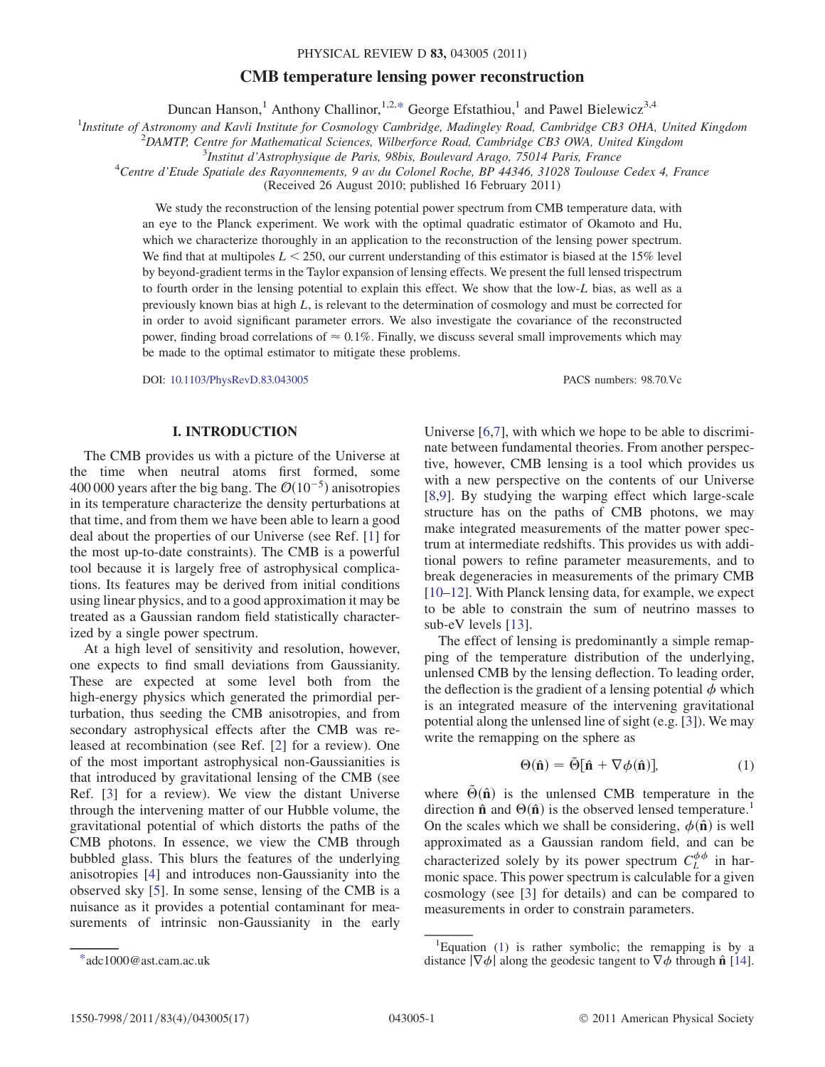# CMB temperature lensing power reconstruction

Duncan Hanson,[1] Anthony Challinor,[1,2,*] George Efstathiou,[1] and Pawel Bielewicz[3,4]

[1] *Institute of Astronomy and Kavli Institute for Cosmology Cambridge, Madingley Road, Cambridge CB3 OHA, United Kingdom*

[2] *DAMTP, Centre for Mathematical Sciences, Wilberforce Road, Cambridge CB3 OWA, United Kingdom*

[3] *Institut d'Astrophysique de Paris, 98bis, Boulevard Arago, 75014 Paris, France*

[4] *Centre d'Etude Spatiale des Rayonnements, 9 av du Colonel Roche, BP 44346, 31028 Toulouse Cedex 4, France*

(Received 26 August 2010; published 16 February 2011)

We study the reconstruction of the lensing potential power spectrum from CMB temperature data, with an eye to the Planck experiment. We work with the optimal quadratic estimator of Okamoto and Hu, which we characterize thoroughly in an application to the reconstruction of the lensing power spectrum. We find that at multipoles $L < 250$, our current understanding of this estimator is biased at the 15% level by beyond-gradient terms in the Taylor expansion of lensing effects. We present the full lensed trispectrum to fourth order in the lensing potential to explain this effect. We show that the low-$L$ bias, as well as a previously known bias at high $L$, is relevant to the determination of cosmology and must be corrected for in order to avoid significant parameter errors. We also investigate the covariance of the reconstructed power, finding broad correlations of $\approx 0.1\%$. Finally, we discuss several small improvements which may be made to the optimal estimator to mitigate these problems.

DOI: 10.1103/PhysRevD.83.043005 PACS numbers: 98.70.Vc

## I. INTRODUCTION

The CMB provides us with a picture of the Universe at the time when neutral atoms first formed, some 400 000 years after the big bang. The $\mathcal{O}(10^{-5})$ anisotropies in its temperature characterize the density perturbations at that time, and from them we have been able to learn a good deal about the properties of our Universe (see Ref. [1] for the most up-to-date constraints). The CMB is a powerful tool because it is largely free of astrophysical complications. Its features may be derived from initial conditions using linear physics, and to a good approximation it may be treated as a Gaussian random field statistically characterized by a single power spectrum.

At a high level of sensitivity and resolution, however, one expects to find small deviations from Gaussianity. These are expected at some level both from the high-energy physics which generated the primordial perturbation, thus seeding the CMB anisotropies, and from secondary astrophysical effects after the CMB was released at recombination (see Ref. [2] for a review). One of the most important astrophysical non-Gaussianities is that introduced by gravitational lensing of the CMB (see Ref. [3] for a review). We view the distant Universe through the intervening matter of our Hubble volume, the gravitational potential of which distorts the paths of the CMB photons. In essence, we view the CMB through bubbled glass. This blurs the features of the underlying anisotropies [4] and introduces non-Gaussianity into the observed sky [5]. In some sense, lensing of the CMB is a nuisance as it provides a potential contaminant for measurements of intrinsic non-Gaussianity in the early Universe [6,7], with which we hope to be able to discriminate between fundamental theories. From another perspective, however, CMB lensing is a tool which provides us with a new perspective on the contents of our Universe [8,9]. By studying the warping effect which large-scale structure has on the paths of CMB photons, we may make integrated measurements of the matter power spectrum at intermediate redshifts. This provides us with additional powers to refine parameter measurements, and to break degeneracies in measurements of the primary CMB [10–12]. With Planck lensing data, for example, we expect to be able to constrain the sum of neutrino masses to sub-eV levels [13].

The effect of lensing is predominantly a simple remapping of the temperature distribution of the underlying, unlensed CMB by the lensing deflection. To leading order, the deflection is the gradient of a lensing potential $\phi$ which is an integrated measure of the intervening gravitational potential along the unlensed line of sight (e.g. [3]). We may write the remapping on the sphere as

$$\Theta(\hat{\mathbf{n}}) = \tilde{\Theta}[\hat{\mathbf{n}} + \nabla\phi(\hat{\mathbf{n}})], \tag{1}$$

where $\tilde{\Theta}(\hat{\mathbf{n}})$ is the unlensed CMB temperature in the direction $\hat{\mathbf{n}}$ and $\Theta(\hat{\mathbf{n}})$ is the observed lensed temperature.[1] On the scales which we shall be considering, $\phi(\hat{\mathbf{n}})$ is well approximated as a Gaussian random field, and can be characterized solely by its power spectrum $C_L^{\phi\phi}$ in harmonic space. This power spectrum is calculable for a given cosmology (see [3] for details) and can be compared to measurements in order to constrain parameters.

---

[*] adc1000@ast.cam.ac.uk

[1] Equation (1) is rather symbolic; the remapping is by a distance $|\nabla\phi|$ along the geodesic tangent to $\nabla\phi$ through $\hat{\mathbf{n}}$ [14].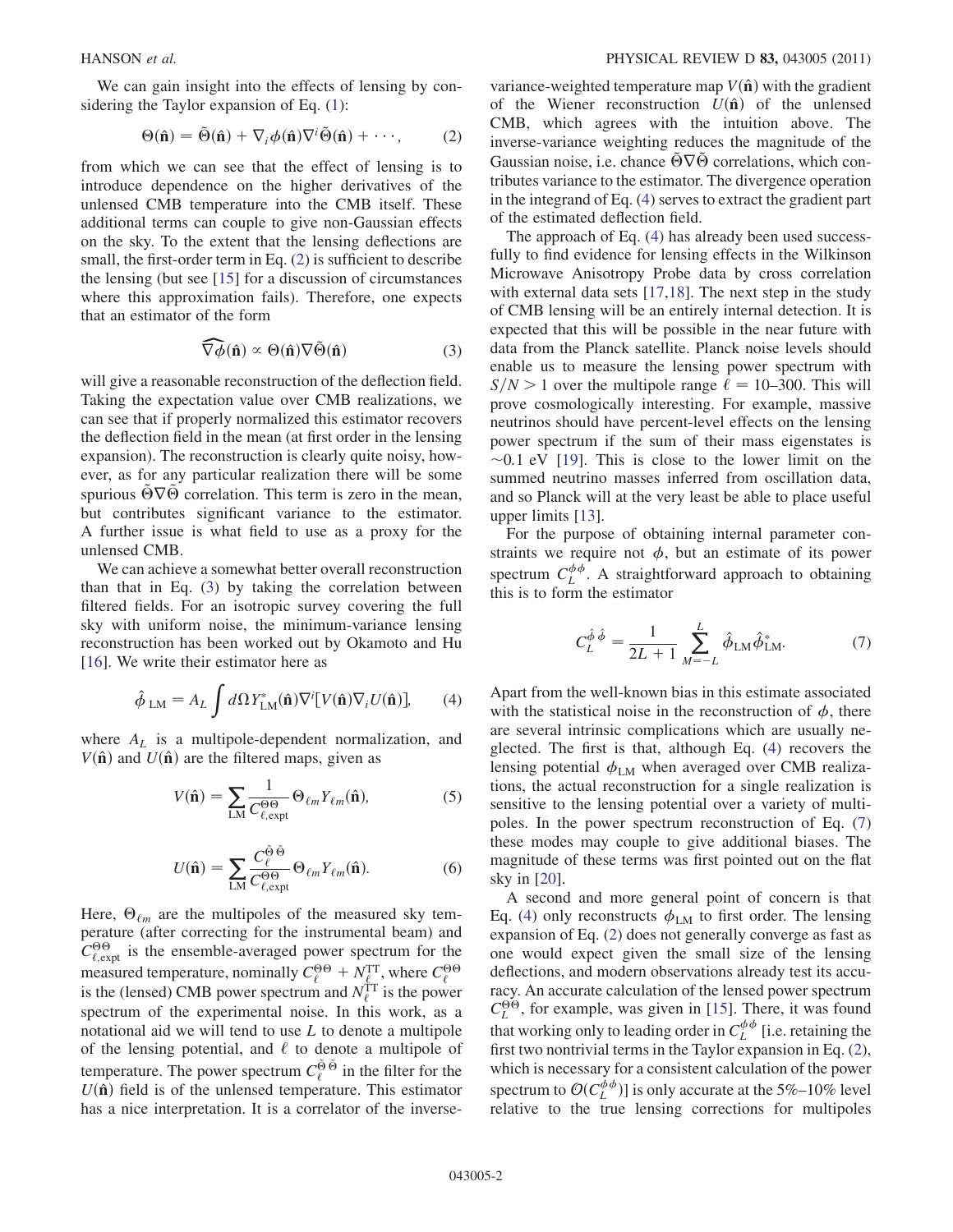We can gain insight into the effects of lensing by considering the Taylor expansion of Eq. (1):

$$\Theta(\hat{\mathbf{n}}) = \tilde{\Theta}(\hat{\mathbf{n}}) + \nabla_i \phi(\hat{\mathbf{n}}) \nabla^i \tilde{\Theta}(\hat{\mathbf{n}}) + \cdots, \tag{2}$$

from which we can see that the effect of lensing is to introduce dependence on the higher derivatives of the unlensed CMB temperature into the CMB itself. These additional terms can couple to give non-Gaussian effects on the sky. To the extent that the lensing deflections are small, the first-order term in Eq. (2) is sufficient to describe the lensing (but see [15] for a discussion of circumstances where this approximation fails). Therefore, one expects that an estimator of the form

$$\widehat{\nabla \phi}(\hat{\mathbf{n}}) \propto \Theta(\hat{\mathbf{n}}) \nabla \tilde{\Theta}(\hat{\mathbf{n}}) \tag{3}$$

will give a reasonable reconstruction of the deflection field. Taking the expectation value over CMB realizations, we can see that if properly normalized this estimator recovers the deflection field in the mean (at first order in the lensing expansion). The reconstruction is clearly quite noisy, however, as for any particular realization there will be some spurious $\tilde{\Theta}\nabla\tilde{\Theta}$ correlation. This term is zero in the mean, but contributes significant variance to the estimator. A further issue is what field to use as a proxy for the unlensed CMB.

We can achieve a somewhat better overall reconstruction than that in Eq. (3) by taking the correlation between filtered fields. For an isotropic survey covering the full sky with uniform noise, the minimum-variance lensing reconstruction has been worked out by Okamoto and Hu [16]. We write their estimator here as

$$\hat{\phi}_{LM} = A_L \int d\Omega Y^*_{LM}(\hat{\mathbf{n}}) \nabla^i [V(\hat{\mathbf{n}}) \nabla_i U(\hat{\mathbf{n}})], \tag{4}$$

where $A_L$ is a multipole-dependent normalization, and $V(\hat{\mathbf{n}})$ and $U(\hat{\mathbf{n}})$ are the filtered maps, given as

$$V(\hat{\mathbf{n}}) = \sum_{LM} \frac{1}{C^{\Theta\Theta}_{\ell,\mathrm{expt}}} \Theta_{\ell m} Y_{\ell m}(\hat{\mathbf{n}}), \tag{5}$$

$$U(\hat{\mathbf{n}}) = \sum_{LM} \frac{C^{\tilde{\Theta}\tilde{\Theta}}_{\ell}}{C^{\Theta\Theta}_{\ell,\mathrm{expt}}} \Theta_{\ell m} Y_{\ell m}(\hat{\mathbf{n}}). \tag{6}$$

Here, $\Theta_{\ell m}$ are the multipoles of the measured sky temperature (after correcting for the instrumental beam) and $C^{\Theta\Theta}_{\ell,\mathrm{expt}}$ is the ensemble-averaged power spectrum for the measured temperature, nominally $C^{\Theta\Theta}_{\ell} + N^{TT}_{\ell}$, where $C^{\Theta\Theta}_{\ell}$ is the (lensed) CMB power spectrum and $N^{TT}_{\ell}$ is the power spectrum of the experimental noise. In this work, as a notational aid we will tend to use $L$ to denote a multipole of the lensing potential, and $\ell$ to denote a multipole of temperature. The power spectrum $C^{\tilde{\Theta}\tilde{\Theta}}_{\ell}$ in the filter for the $U(\hat{\mathbf{n}})$ field is of the unlensed temperature. This estimator has a nice interpretation. It is a correlator of the inverse-variance-weighted temperature map $V(\hat{\mathbf{n}})$ with the gradient of the Wiener reconstruction $U(\hat{\mathbf{n}})$ of the unlensed CMB, which agrees with the intuition above. The inverse-variance weighting reduces the magnitude of the Gaussian noise, i.e. chance $\tilde{\Theta}\nabla\tilde{\Theta}$ correlations, which contributes variance to the estimator. The divergence operation in the integrand of Eq. (4) serves to extract the gradient part of the estimated deflection field.

The approach of Eq. (4) has already been used successfully to find evidence for lensing effects in the Wilkinson Microwave Anisotropy Probe data by cross correlation with external data sets [17,18]. The next step in the study of CMB lensing will be an entirely internal detection. It is expected that this will be possible in the near future with data from the Planck satellite. Planck noise levels should enable us to measure the lensing power spectrum with $S/N > 1$ over the multipole range $\ell = 10$–$300$. This will prove cosmologically interesting. For example, massive neutrinos should have percent-level effects on the lensing power spectrum if the sum of their mass eigenstates is $\sim 0.1$ eV [19]. This is close to the lower limit on the summed neutrino masses inferred from oscillation data, and so Planck will at the very least be able to place useful upper limits [13].

For the purpose of obtaining internal parameter constraints we require not $\phi$, but an estimate of its power spectrum $C^{\phi\phi}_{L}$. A straightforward approach to obtaining this is to form the estimator

$$C^{\hat{\phi}\hat{\phi}}_{L} = \frac{1}{2L+1} \sum_{M=-L}^{L} \hat{\phi}_{LM} \hat{\phi}^*_{LM}. \tag{7}$$

Apart from the well-known bias in this estimate associated with the statistical noise in the reconstruction of $\phi$, there are several intrinsic complications which are usually neglected. The first is that, although Eq. (4) recovers the lensing potential $\phi_{LM}$ when averaged over CMB realizations, the actual reconstruction for a single realization is sensitive to the lensing potential over a variety of multipoles. In the power spectrum reconstruction of Eq. (7) these modes may couple to give additional biases. The magnitude of these terms was first pointed out on the flat sky in [20].

A second and more general point of concern is that Eq. (4) only reconstructs $\phi_{LM}$ to first order. The lensing expansion of Eq. (2) does not generally converge as fast as one would expect given the small size of the lensing deflections, and modern observations already test its accuracy. An accurate calculation of the lensed power spectrum $C^{\Theta\Theta}_{L}$, for example, was given in [15]. There, it was found that working only to leading order in $C^{\phi\phi}_{L}$ [i.e. retaining the first two nontrivial terms in the Taylor expansion in Eq. (2), which is necessary for a consistent calculation of the power spectrum to $\mathcal{O}(C^{\phi\phi}_{L})$] is only accurate at the 5%–10% level relative to the true lensing corrections for multipoles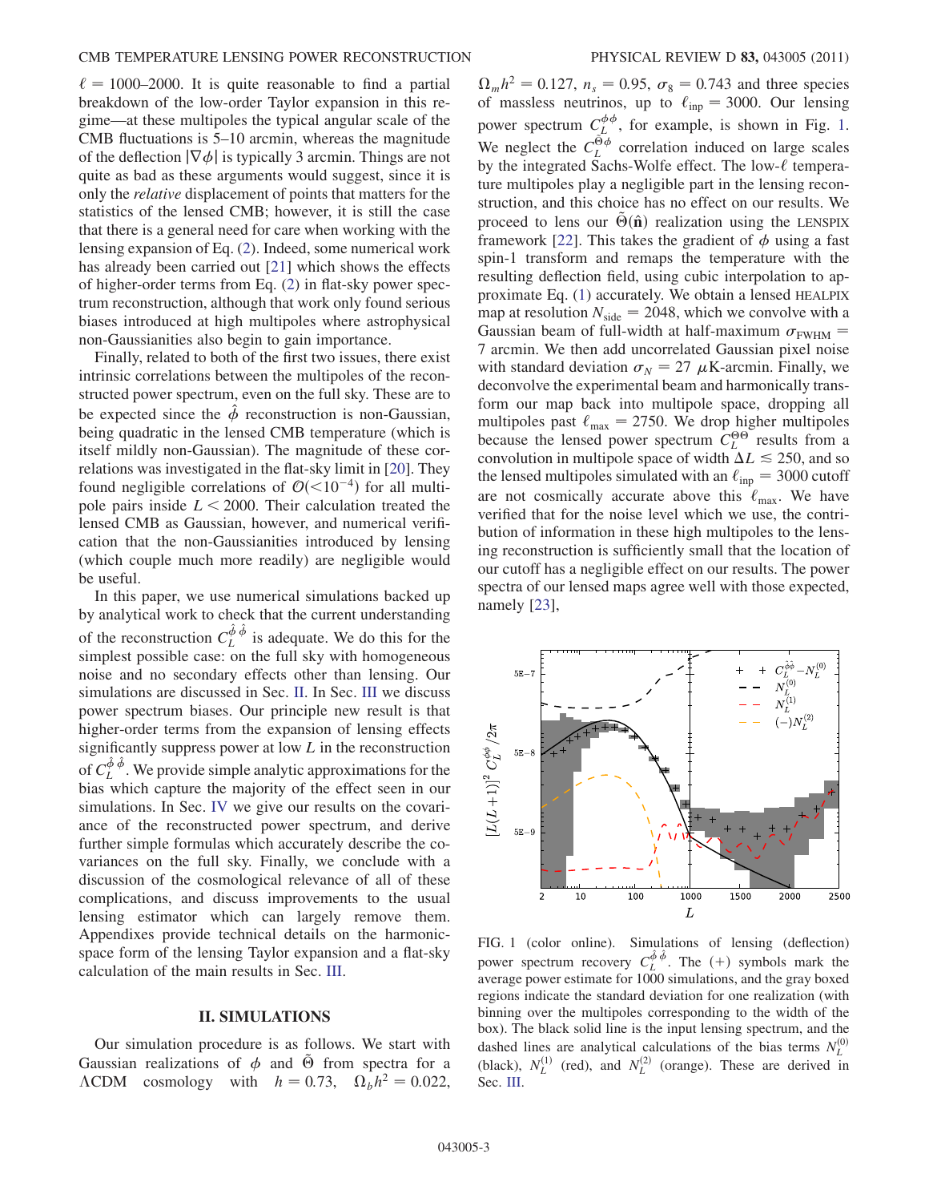$\ell = 1000$–$2000$. It is quite reasonable to find a partial breakdown of the low-order Taylor expansion in this regime—at these multipoles the typical angular scale of the CMB fluctuations is 5–10 arcmin, whereas the magnitude of the deflection $|\nabla\phi|$ is typically 3 arcmin. Things are not quite as bad as these arguments would suggest, since it is only the *relative* displacement of points that matters for the statistics of the lensed CMB; however, it is still the case that there is a general need for care when working with the lensing expansion of Eq. (2). Indeed, some numerical work has already been carried out [21] which shows the effects of higher-order terms from Eq. (2) in flat-sky power spectrum reconstruction, although that work only found serious biases introduced at high multipoles where astrophysical non-Gaussianities also begin to gain importance.

Finally, related to both of the first two issues, there exist intrinsic correlations between the multipoles of the reconstructed power spectrum, even on the full sky. These are to be expected since the $\hat{\phi}$ reconstruction is non-Gaussian, being quadratic in the lensed CMB temperature (which is itself mildly non-Gaussian). The magnitude of these correlations was investigated in the flat-sky limit in [20]. They found negligible correlations of $\mathcal{O}(<10^{-4})$ for all multipole pairs inside $L < 2000$. Their calculation treated the lensed CMB as Gaussian, however, and numerical verification that the non-Gaussianities introduced by lensing (which couple much more readily) are negligible would be useful.

In this paper, we use numerical simulations backed up by analytical work to check that the current understanding of the reconstruction $C_L^{\hat{\phi}\hat{\phi}}$ is adequate. We do this for the simplest possible case: on the full sky with homogeneous noise and no secondary effects other than lensing. Our simulations are discussed in Sec. II. In Sec. III we discuss power spectrum biases. Our principle new result is that higher-order terms from the expansion of lensing effects significantly suppress power at low $L$ in the reconstruction of $C_L^{\hat{\phi}\hat{\phi}}$. We provide simple analytic approximations for the bias which capture the majority of the effect seen in our simulations. In Sec. IV we give our results on the covariance of the reconstructed power spectrum, and derive further simple formulas which accurately describe the covariances on the full sky. Finally, we conclude with a discussion of the cosmological relevance of all of these complications, and discuss improvements to the usual lensing estimator which can largely remove them. Appendixes provide technical details on the harmonic-space form of the lensing Taylor expansion and a flat-sky calculation of the main results in Sec. III.

## II. SIMULATIONS

Our simulation procedure is as follows. We start with Gaussian realizations of $\phi$ and $\tilde{\Theta}$ from spectra for a $\Lambda$CDM cosmology with $h = 0.73$, $\Omega_b h^2 = 0.022$, $\Omega_m h^2 = 0.127$, $n_s = 0.95$, $\sigma_8 = 0.743$ and three species of massless neutrinos, up to $\ell_{\rm inp} = 3000$. Our lensing power spectrum $C_L^{\phi\phi}$, for example, is shown in Fig. 1. We neglect the $C_L^{\tilde{\Theta}\phi}$ correlation induced on large scales by the integrated Sachs-Wolfe effect. The low-$\ell$ temperature multipoles play a negligible part in the lensing reconstruction, and this choice has no effect on our results. We proceed to lens our $\tilde{\Theta}(\hat{\mathbf{n}})$ realization using the LENSPIX framework [22]. This takes the gradient of $\phi$ using a fast spin-1 transform and remaps the temperature with the resulting deflection field, using cubic interpolation to approximate Eq. (1) accurately. We obtain a lensed HEALPIX map at resolution $N_{\rm side} = 2048$, which we convolve with a Gaussian beam of full-width at half-maximum $\sigma_{\rm FWHM} = 7$ arcmin. We then add uncorrelated Gaussian pixel noise with standard deviation $\sigma_N = 27$ $\mu$K-arcmin. Finally, we deconvolve the experimental beam and harmonically transform our map back into multipole space, dropping all multipoles past $\ell_{\max} = 2750$. We drop higher multipoles because the lensed power spectrum $C_L^{\Theta\Theta}$ results from a convolution in multipole space of width $\Delta L \lesssim 250$, and so the lensed multipoles simulated with an $\ell_{\rm inp} = 3000$ cutoff are not cosmically accurate above this $\ell_{\max}$. We have verified that for the noise level which we use, the contribution of information in these high multipoles to the lensing reconstruction is sufficiently small that the location of our cutoff has a negligible effect on our results. The power spectra of our lensed maps agree well with those expected, namely [23],

FIG. 1 (color online). Simulations of lensing (deflection) power spectrum recovery $C_L^{\hat{\phi}\hat{\phi}}$. The (+) symbols mark the average power estimate for 1000 simulations, and the gray boxed regions indicate the standard deviation for one realization (with binning over the multipoles corresponding to the width of the box). The black solid line is the input lensing spectrum, and the dashed lines are analytical calculations of the bias terms $N_L^{(0)}$ (black), $N_L^{(1)}$ (red), and $N_L^{(2)}$ (orange). These are derived in Sec. III.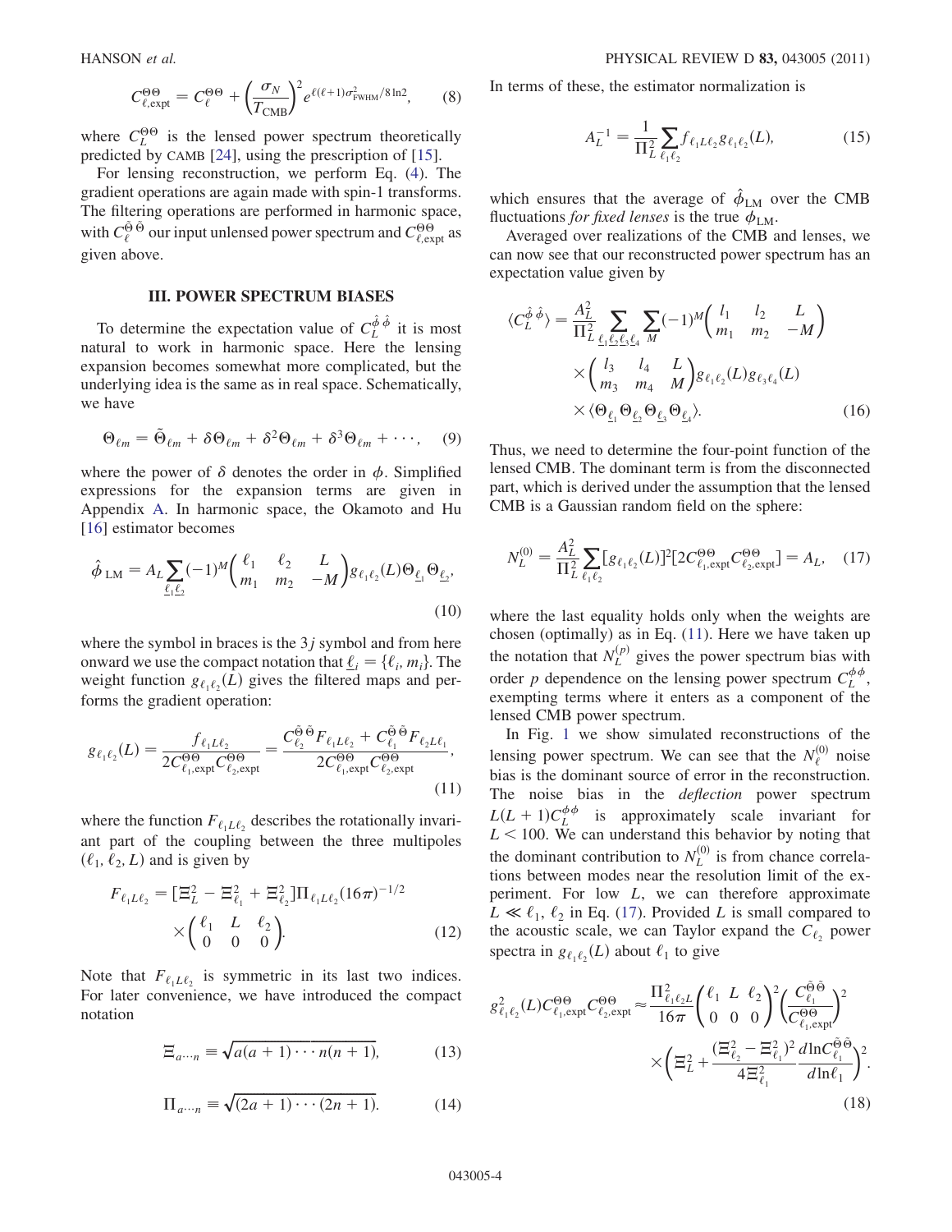$$C^{\Theta\Theta}_{\ell,\mathrm{expt}} = C^{\Theta\Theta}_{\ell} + \left(\frac{\sigma_N}{T_{\mathrm{CMB}}}\right)^2 e^{\ell(\ell+1)\sigma^2_{\mathrm{FWHM}}/8\ln 2}, \tag{8}$$

where $C^{\Theta\Theta}_{L}$ is the lensed power spectrum theoretically predicted by CAMB [24], using the prescription of [15].

For lensing reconstruction, we perform Eq. (4). The gradient operations are again made with spin-1 transforms. The filtering operations are performed in harmonic space, with $C^{\tilde{\Theta}\tilde{\Theta}}_{\ell}$ our input unlensed power spectrum and $C^{\Theta\Theta}_{\ell,\mathrm{expt}}$ as given above.

## III. POWER SPECTRUM BIASES

To determine the expectation value of $C^{\hat{\phi}\hat{\phi}}_{L}$ it is most natural to work in harmonic space. Here the lensing expansion becomes somewhat more complicated, but the underlying idea is the same as in real space. Schematically, we have

$$\Theta_{\ell m} = \tilde{\Theta}_{\ell m} + \delta\Theta_{\ell m} + \delta^2\Theta_{\ell m} + \delta^3\Theta_{\ell m} + \cdots, \tag{9}$$

where the power of $\delta$ denotes the order in $\phi$. Simplified expressions for the expansion terms are given in Appendix A. In harmonic space, the Okamoto and Hu [16] estimator becomes

$$\hat{\phi}_{LM} = A_L \sum_{\underline{\ell}_1\underline{\ell}_2} (-1)^M \begin{pmatrix} \ell_1 & \ell_2 & L \\ m_1 & m_2 & -M \end{pmatrix} g_{\ell_1\ell_2}(L)\Theta_{\underline{\ell}_1}\Theta_{\underline{\ell}_2}, \tag{10}$$

where the symbol in braces is the $3j$ symbol and from here onward we use the compact notation that $\underline{\ell}_i = \{\ell_i, m_i\}$. The weight function $g_{\ell_1\ell_2}(L)$ gives the filtered maps and performs the gradient operation:

$$g_{\ell_1\ell_2}(L) = \frac{f_{\ell_1 L \ell_2}}{2C^{\Theta\Theta}_{\ell_1,\mathrm{expt}}C^{\Theta\Theta}_{\ell_2,\mathrm{expt}}} = \frac{C^{\tilde{\Theta}\tilde{\Theta}}_{\ell_2}F_{\ell_1 L \ell_2} + C^{\tilde{\Theta}\tilde{\Theta}}_{\ell_1}F_{\ell_2 L \ell_1}}{2C^{\Theta\Theta}_{\ell_1,\mathrm{expt}}C^{\Theta\Theta}_{\ell_2,\mathrm{expt}}}, \tag{11}$$

where the function $F_{\ell_1 L \ell_2}$ describes the rotationally invariant part of the coupling between the three multipoles $(\ell_1, \ell_2, L)$ and is given by

$$F_{\ell_1 L \ell_2} = [\Xi^2_L - \Xi^2_{\ell_1} + \Xi^2_{\ell_2}]\Pi_{\ell_1 L \ell_2}(16\pi)^{-1/2} \times \begin{pmatrix} \ell_1 & L & \ell_2 \\ 0 & 0 & 0 \end{pmatrix}. \tag{12}$$

Note that $F_{\ell_1 L \ell_2}$ is symmetric in its last two indices. For later convenience, we have introduced the compact notation

$$\Xi_{a\cdots n} \equiv \sqrt{a(a+1)\cdots n(n+1)}, \tag{13}$$

$$\Pi_{a\cdots n} \equiv \sqrt{(2a+1)\cdots(2n+1)}. \tag{14}$$

In terms of these, the estimator normalization is

$$A_L^{-1} = \frac{1}{\Pi^2_L}\sum_{\ell_1\ell_2} f_{\ell_1 L \ell_2} g_{\ell_1\ell_2}(L), \tag{15}$$

which ensures that the average of $\hat{\phi}_{LM}$ over the CMB fluctuations *for fixed lenses* is the true $\phi_{LM}$.

Averaged over realizations of the CMB and lenses, we can now see that our reconstructed power spectrum has an expectation value given by

$$\begin{aligned}\langle C^{\hat{\phi}\hat{\phi}}_{L}\rangle = \frac{A^2_L}{\Pi^2_L}\sum_{\underline{\ell}_1\underline{\ell}_2\underline{\ell}_3\underline{\ell}_4}\sum_{M}(-1)^M \begin{pmatrix} l_1 & l_2 & L \\ m_1 & m_2 & -M \end{pmatrix} \\ \times \begin{pmatrix} l_3 & l_4 & L \\ m_3 & m_4 & M \end{pmatrix} g_{\ell_1\ell_2}(L) g_{\ell_3\ell_4}(L) \\ \times \langle \Theta_{\underline{\ell}_1}\Theta_{\underline{\ell}_2}\Theta_{\underline{\ell}_3}\Theta_{\underline{\ell}_4}\rangle.\end{aligned} \tag{16}$$

Thus, we need to determine the four-point function of the lensed CMB. The dominant term is from the disconnected part, which is derived under the assumption that the lensed CMB is a Gaussian random field on the sphere:

$$N^{(0)}_L = \frac{A^2_L}{\Pi^2_L}\sum_{\ell_1\ell_2}[g_{\ell_1\ell_2}(L)]^2[2C^{\Theta\Theta}_{\ell_1,\mathrm{expt}}C^{\Theta\Theta}_{\ell_2,\mathrm{expt}}] = A_L, \tag{17}$$

where the last equality holds only when the weights are chosen (optimally) as in Eq. (11). Here we have taken up the notation that $N^{(p)}_L$ gives the power spectrum bias with order $p$ dependence on the lensing power spectrum $C^{\phi\phi}_L$, exempting terms where it enters as a component of the lensed CMB power spectrum.

In Fig. 1 we show simulated reconstructions of the lensing power spectrum. We can see that the $N^{(0)}_{\ell}$ noise bias is the dominant source of error in the reconstruction. The noise bias in the *deflection* power spectrum $L(L+1)C^{\phi\phi}_L$ is approximately scale invariant for $L < 100$. We can understand this behavior by noting that the dominant contribution to $N^{(0)}_L$ is from chance correlations between modes near the resolution limit of the experiment. For low $L$, we can therefore approximate $L \ll \ell_1, \ell_2$ in Eq. (17). Provided $L$ is small compared to the acoustic scale, we can Taylor expand the $C_{\ell_2}$ power spectra in $g_{\ell_1\ell_2}(L)$ about $\ell_1$ to give

$$g^2_{\ell_1\ell_2}(L)C^{\Theta\Theta}_{\ell_1,\mathrm{expt}}C^{\Theta\Theta}_{\ell_2,\mathrm{expt}} \approx \frac{\Pi^2_{\ell_1\ell_2 L}}{16\pi}\begin{pmatrix} \ell_1 & L & \ell_2 \\ 0 & 0 & 0 \end{pmatrix}^2 \left(\frac{C^{\tilde{\Theta}\tilde{\Theta}}_{\ell_1}}{C^{\Theta\Theta}_{\ell_1,\mathrm{expt}}}\right)^2 \times \left(\Xi^2_L + \frac{(\Xi^2_{\ell_2} - \Xi^2_{\ell_1})^2}{4\Xi^2_{\ell_1}}\frac{d\ln C^{\tilde{\Theta}\tilde{\Theta}}_{\ell_1}}{d\ln \ell_1}\right)^2. \tag{18}$$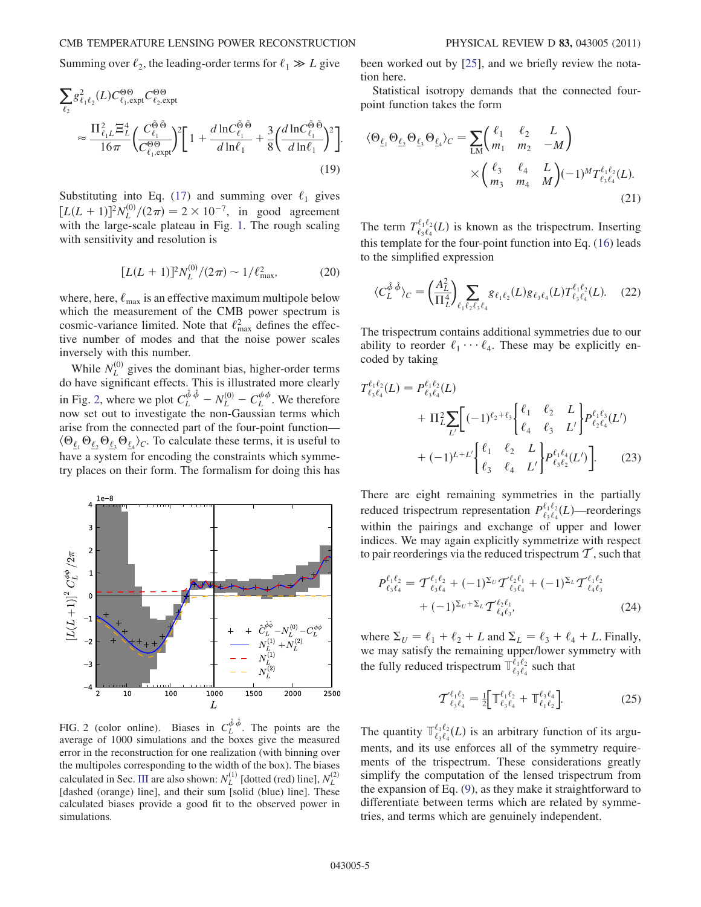Summing over $\ell_2$, the leading-order terms for $\ell_1 \gg L$ give

$$\sum_{\ell_2} g^2_{\ell_1\ell_2}(L) C^{\Theta\Theta}_{\ell_1,\mathrm{expt}} C^{\Theta\Theta}_{\ell_2,\mathrm{expt}} \approx \frac{\Pi^2_{\ell_1 L}\Xi^4_L}{16\pi}\left(\frac{C^{\tilde{\Theta}\tilde{\Theta}}_{\ell_1}}{C^{\Theta\Theta}_{\ell_1,\mathrm{expt}}}\right)^2\left[1 + \frac{d\ln C^{\tilde{\Theta}\tilde{\Theta}}_{\ell_1}}{d\ln\ell_1} + \frac{3}{8}\left(\frac{d\ln C^{\tilde{\Theta}\tilde{\Theta}}_{\ell_1}}{d\ln\ell_1}\right)^2\right]. \tag{19}$$

Substituting into Eq. (17) and summing over $\ell_1$ gives $[L(L+1)]^2 N^{(0)}_L/(2\pi) = 2\times 10^{-7}$, in good agreement with the large-scale plateau in Fig. 1. The rough scaling with sensitivity and resolution is

$$[L(L+1)]^2 N^{(0)}_L/(2\pi) \sim 1/\ell^2_{\max}, \tag{20}$$

where, here, $\ell_{\max}$ is an effective maximum multipole below which the measurement of the CMB power spectrum is cosmic-variance limited. Note that $\ell^2_{\max}$ defines the effective number of modes and that the noise power scales inversely with this number.

While $N^{(0)}_L$ gives the dominant bias, higher-order terms do have significant effects. This is illustrated more clearly in Fig. 2, where we plot $C^{\hat{\phi}\hat{\phi}}_L - N^{(0)}_L - C^{\phi\phi}_L$. We therefore now set out to investigate the non-Gaussian terms which arise from the connected part of the four-point function—$\langle\Theta_{\underline{\ell}_1}\Theta_{\underline{\ell}_2}\Theta_{\underline{\ell}_3}\Theta_{\underline{\ell}_4}\rangle_C$. To calculate these terms, it is useful to have a system for encoding the constraints which symmetry places on their form. The formalism for doing this has been worked out by [25], and we briefly review the notation here.

FIG. 2 (color online). Biases in $C^{\hat{\phi}\hat{\phi}}_L$. The points are the average of 1000 simulations and the boxes give the measured error in the reconstruction for one realization (with binning over the multipoles corresponding to the width of the box). The biases calculated in Sec. III are also shown: $N^{(1)}_L$ [dotted (red) line], $N^{(2)}_L$ [dashed (orange) line], and their sum [solid (blue) line]. These calculated biases provide a good fit to the observed power in simulations.

Statistical isotropy demands that the connected four-point function takes the form

$$\langle\Theta_{\underline{\ell}_1}\Theta_{\underline{\ell}_2}\Theta_{\underline{\ell}_3}\Theta_{\underline{\ell}_4}\rangle_C = \sum_{LM}\begin{pmatrix}\ell_1 & \ell_2 & L\\ m_1 & m_2 & -M\end{pmatrix}\begin{pmatrix}\ell_3 & \ell_4 & L\\ m_3 & m_4 & M\end{pmatrix}(-1)^M T^{\ell_1\ell_2}_{\ell_3\ell_4}(L). \tag{21}$$

The term $T^{\ell_1\ell_2}_{\ell_3\ell_4}(L)$ is known as the trispectrum. Inserting this template for the four-point function into Eq. (16) leads to the simplified expression

$$\langle C^{\hat{\phi}\hat{\phi}}_L\rangle_C = \left(\frac{A^2_L}{\Pi^4_L}\right)\sum_{\ell_1\ell_2\ell_3\ell_4} g_{\ell_1\ell_2}(L) g_{\ell_3\ell_4}(L) T^{\ell_1\ell_2}_{\ell_3\ell_4}(L). \tag{22}$$

The trispectrum contains additional symmetries due to our ability to reorder $\ell_1\cdots\ell_4$. These may be explicitly encoded by taking

$$T^{\ell_1\ell_2}_{\ell_3\ell_4}(L) = P^{\ell_1\ell_2}_{\ell_3\ell_4}(L) + \Pi^2_L\sum_{L'}\left[(-1)^{\ell_2+\ell_3}\begin{Bmatrix}\ell_1 & \ell_2 & L\\ \ell_4 & \ell_3 & L'\end{Bmatrix}P^{\ell_1\ell_3}_{\ell_2\ell_4}(L') + (-1)^{L+L'}\begin{Bmatrix}\ell_1 & \ell_2 & L\\ \ell_3 & \ell_4 & L'\end{Bmatrix}P^{\ell_1\ell_4}_{\ell_3\ell_2}(L')\right]. \tag{23}$$

There are eight remaining symmetries in the partially reduced trispectrum representation $P^{\ell_1\ell_2}_{\ell_3\ell_4}(L)$—reorderings within the pairings and exchange of upper and lower indices. We may again explicitly symmetrize with respect to pair reorderings via the reduced trispectrum $\mathcal{T}$, such that

$$P^{\ell_1\ell_2}_{\ell_3\ell_4} = \mathcal{T}^{\ell_1\ell_2}_{\ell_3\ell_4} + (-1)^{\Sigma_U}\mathcal{T}^{\ell_2\ell_1}_{\ell_3\ell_4} + (-1)^{\Sigma_L}\mathcal{T}^{\ell_1\ell_2}_{\ell_4\ell_3} + (-1)^{\Sigma_U+\Sigma_L}\mathcal{T}^{\ell_2\ell_1}_{\ell_4\ell_3}, \tag{24}$$

where $\Sigma_U = \ell_1 + \ell_2 + L$ and $\Sigma_L = \ell_3 + \ell_4 + L$. Finally, we may satisfy the remaining upper/lower symmetry with the fully reduced trispectrum $\mathbb{T}^{\ell_1\ell_2}_{\ell_3\ell_4}$ such that

$$\mathcal{T}^{\ell_1\ell_2}_{\ell_3\ell_4} = \tfrac{1}{2}\left[\mathbb{T}^{\ell_1\ell_2}_{\ell_3\ell_4} + \mathbb{T}^{\ell_3\ell_4}_{\ell_1\ell_2}\right]. \tag{25}$$

The quantity $\mathbb{T}^{\ell_1\ell_2}_{\ell_3\ell_4}(L)$ is an arbitrary function of its arguments, and its use enforces all of the symmetry requirements of the trispectrum. These considerations greatly simplify the computation of the lensed trispectrum from the expansion of Eq. (9), as they make it straightforward to differentiate between terms which are related by symmetries, and terms which are genuinely independent.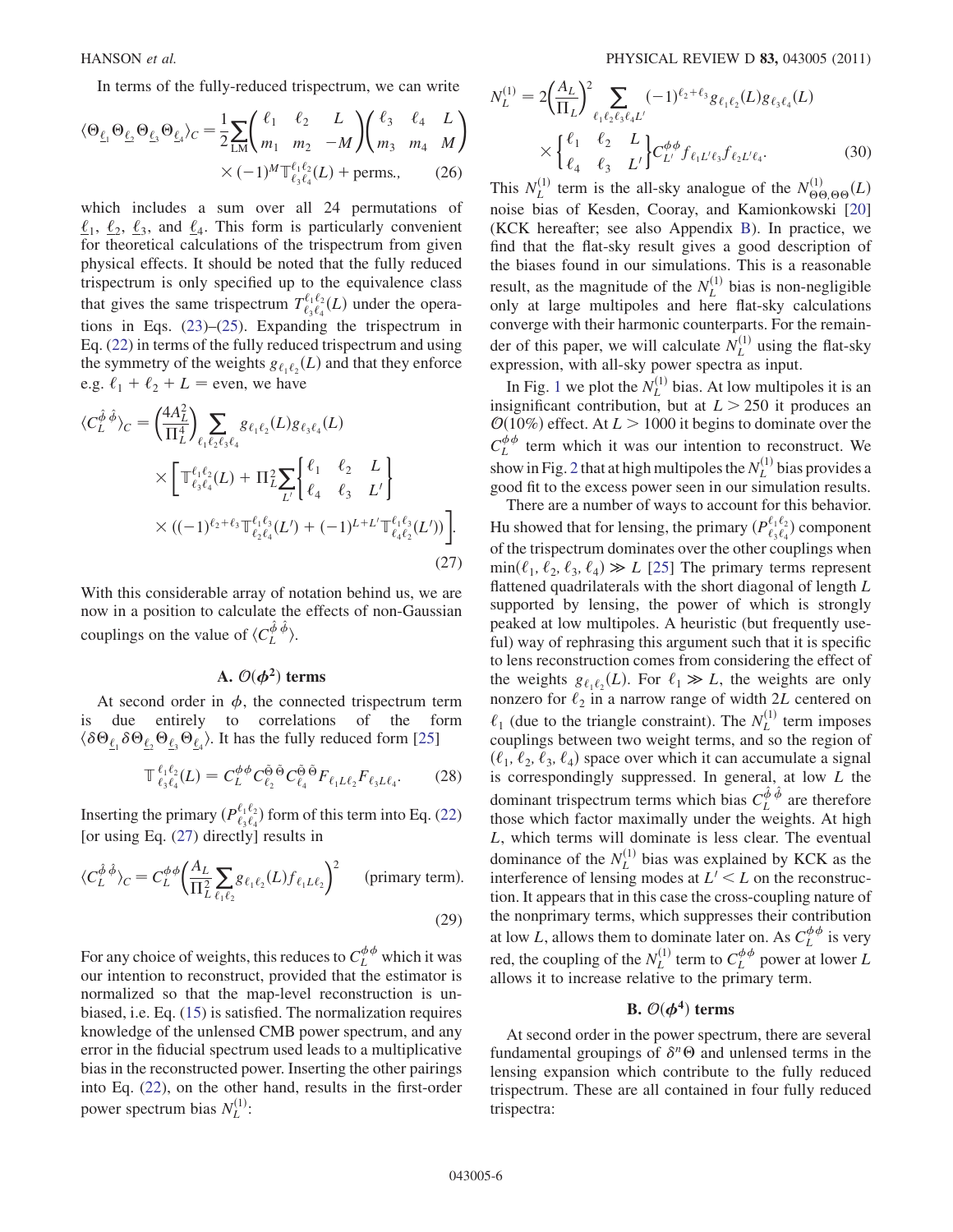In terms of the fully-reduced trispectrum, we can write

$$\langle \Theta_{\underline{\ell}_1}\Theta_{\underline{\ell}_2}\Theta_{\underline{\ell}_3}\Theta_{\underline{\ell}_4}\rangle_C = \frac{1}{2}\sum_{LM}\begin{pmatrix} \ell_1 & \ell_2 & L \\ m_1 & m_2 & -M \end{pmatrix}\begin{pmatrix} \ell_3 & \ell_4 & L \\ m_3 & m_4 & M \end{pmatrix} \times (-1)^M \mathbb{T}^{\ell_1\ell_2}_{\ell_3\ell_4}(L) + \text{perms.}, \tag{26}$$

which includes a sum over all 24 permutations of $\underline{\ell}_1$, $\underline{\ell}_2$, $\underline{\ell}_3$, and $\underline{\ell}_4$. This form is particularly convenient for theoretical calculations of the trispectrum from given physical effects. It should be noted that the fully reduced trispectrum is only specified up to the equivalence class that gives the same trispectrum $T^{\ell_1\ell_2}_{\ell_3\ell_4}(L)$ under the operations in Eqs. (23)–(25). Expanding the trispectrum in Eq. (22) in terms of the fully reduced trispectrum and using the symmetry of the weights $g_{\ell_1\ell_2}(L)$ and that they enforce e.g. $\ell_1 + \ell_2 + L = \text{even}$, we have

$$\langle C^{\hat{\phi}\hat{\phi}}_L\rangle_C = \left(\frac{4A_L^2}{\Pi_L^4}\right)\sum_{\ell_1\ell_2\ell_3\ell_4} g_{\ell_1\ell_2}(L)g_{\ell_3\ell_4}(L) \times \left[\mathbb{T}^{\ell_1\ell_2}_{\ell_3\ell_4}(L) + \Pi_L^2\sum_{L'}\begin{Bmatrix} \ell_1 & \ell_2 & L \\ \ell_4 & \ell_3 & L' \end{Bmatrix} \times ((-1)^{\ell_2+\ell_3}\mathbb{T}^{\ell_1\ell_3}_{\ell_2\ell_4}(L') + (-1)^{L+L'}\mathbb{T}^{\ell_1\ell_3}_{\ell_4\ell_2}(L'))\right]. \tag{27}$$

With this considerable array of notation behind us, we are now in a position to calculate the effects of non-Gaussian couplings on the value of $\langle C^{\hat{\phi}\hat{\phi}}_L\rangle$.

## A. $\mathcal{O}(\phi^2)$ terms

At second order in $\phi$, the connected trispectrum term is due entirely to correlations of the form $\langle \delta\Theta_{\underline{\ell}_1}\delta\Theta_{\underline{\ell}_2}\Theta_{\underline{\ell}_3}\Theta_{\underline{\ell}_4}\rangle$. It has the fully reduced form [25]

$$\mathbb{T}^{\ell_1\ell_2}_{\ell_3\ell_4}(L) = C^{\phi\phi}_L C^{\tilde{\Theta}\tilde{\Theta}}_{\ell_2} C^{\tilde{\Theta}\tilde{\Theta}}_{\ell_4} F_{\ell_1 L\ell_2}F_{\ell_3 L\ell_4}. \tag{28}$$

Inserting the primary ($P^{\ell_1\ell_2}_{\ell_3\ell_4}$) form of this term into Eq. (22) [or using Eq. (27) directly] results in

$$\langle C^{\hat{\phi}\hat{\phi}}_L\rangle_C = C^{\phi\phi}_L\left(\frac{A_L}{\Pi_L^2}\sum_{\ell_1\ell_2} g_{\ell_1\ell_2}(L)f_{\ell_1 L\ell_2}\right)^2 \quad \text{(primary term)}. \tag{29}$$

For any choice of weights, this reduces to $C^{\phi\phi}_L$ which it was our intention to reconstruct, provided that the estimator is normalized so that the map-level reconstruction is unbiased, i.e. Eq. (15) is satisfied. The normalization requires knowledge of the unlensed CMB power spectrum, and any error in the fiducial spectrum used leads to a multiplicative bias in the reconstructed power. Inserting the other pairings into Eq. (22), on the other hand, results in the first-order power spectrum bias $N^{(1)}_L$:

$$N^{(1)}_L = 2\left(\frac{A_L}{\Pi_L}\right)^2\sum_{\ell_1\ell_2\ell_3\ell_4 L'}(-1)^{\ell_2+\ell_3}g_{\ell_1\ell_2}(L)g_{\ell_3\ell_4}(L) \times \begin{Bmatrix} \ell_1 & \ell_2 & L \\ \ell_4 & \ell_3 & L' \end{Bmatrix} C^{\phi\phi}_{L'} f_{\ell_1 L'\ell_3}f_{\ell_2 L'\ell_4}. \tag{30}$$

This $N^{(1)}_L$ term is the all-sky analogue of the $N^{(1)}_{\Theta\Theta,\Theta\Theta}(L)$ noise bias of Kesden, Cooray, and Kamionkowski [20] (KCK hereafter; see also Appendix B). In practice, we find that the flat-sky result gives a good description of the biases found in our simulations. This is a reasonable result, as the magnitude of the $N^{(1)}_L$ bias is non-negligible only at large multipoles and here flat-sky calculations converge with their harmonic counterparts. For the remainder of this paper, we will calculate $N^{(1)}_L$ using the flat-sky expression, with all-sky power spectra as input.

In Fig. 1 we plot the $N^{(1)}_L$ bias. At low multipoles it is an insignificant contribution, but at $L > 250$ it produces an $\mathcal{O}(10\%)$ effect. At $L > 1000$ it begins to dominate over the $C^{\phi\phi}_L$ term which it was our intention to reconstruct. We show in Fig. 2 that at high multipoles the $N^{(1)}_L$ bias provides a good fit to the excess power seen in our simulation results.

There are a number of ways to account for this behavior. Hu showed that for lensing, the primary ($P^{\ell_1\ell_2}_{\ell_3\ell_4}$) component of the trispectrum dominates over the other couplings when $\min(\ell_1, \ell_2, \ell_3, \ell_4) \gg L$ [25] The primary terms represent flattened quadrilaterals with the short diagonal of length $L$ supported by lensing, the power of which is strongly peaked at low multipoles. A heuristic (but frequently useful) way of rephrasing this argument such that it is specific to lens reconstruction comes from considering the effect of the weights $g_{\ell_1\ell_2}(L)$. For $\ell_1 \gg L$, the weights are only nonzero for $\ell_2$ in a narrow range of width $2L$ centered on $\ell_1$ (due to the triangle constraint). The $N^{(1)}_L$ term imposes couplings between two weight terms, and so the region of $(\ell_1, \ell_2, \ell_3, \ell_4)$ space over which it can accumulate a signal is correspondingly suppressed. In general, at low $L$ the dominant trispectrum terms which bias $C^{\hat{\phi}\hat{\phi}}_L$ are therefore those which factor maximally under the weights. At high $L$, which terms will dominate is less clear. The eventual dominance of the $N^{(1)}_L$ bias was explained by KCK as the interference of lensing modes at $L' < L$ on the reconstruction. It appears that in this case the cross-coupling nature of the nonprimary terms, which suppresses their contribution at low $L$, allows them to dominate later on. As $C^{\phi\phi}_L$ is very red, the coupling of the $N^{(1)}_L$ term to $C^{\phi\phi}_L$ power at lower $L$ allows it to increase relative to the primary term.

## B. $\mathcal{O}(\phi^4)$ terms

At second order in the power spectrum, there are several fundamental groupings of $\delta^n\Theta$ and unlensed terms in the lensing expansion which contribute to the fully reduced trispectrum. These are all contained in four fully reduced trispectra: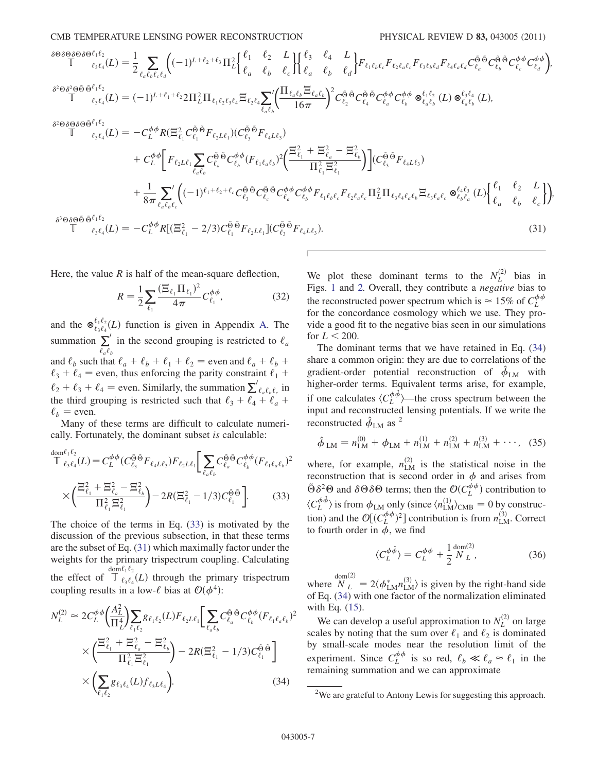$$
\mathbb{T}^{\delta\Theta\delta\Theta\delta\Theta\delta\Theta \ell_1\ell_2}_{\ell_3\ell_4}(L) = \frac{1}{2}\sum_{\ell_a\ell_b\ell_c\ell_d}\bigg((-1)^{L+\ell_2+\ell_3}\Pi_L^2\begin{Bmatrix}\ell_1 & \ell_2 & L\\ \ell_a & \ell_b & \ell_c\end{Bmatrix}\begin{Bmatrix}\ell_3 & \ell_4 & L\\ \ell_a & \ell_b & \ell_d\end{Bmatrix}F_{\ell_1\ell_b\ell_c}F_{\ell_2\ell_a\ell_c}F_{\ell_3\ell_b\ell_d}F_{\ell_4\ell_a\ell_d}C^{\tilde\Theta\tilde\Theta}_{\ell_a}C^{\tilde\Theta\tilde\Theta}_{\ell_b}C^{\phi\phi}_{\ell_c}C^{\phi\phi}_{\ell_d}\bigg),
$$

$$
\mathbb{T}^{\delta^2\Theta\delta^2\Theta\tilde\Theta\tilde\Theta \ell_1\ell_2}_{\ell_3\ell_4}(L) = (-1)^{L+\ell_1+\ell_2}2\Pi_L^2\Pi_{\ell_1\ell_2\ell_3\ell_4}\Xi_{\ell_2\ell_4}\sum_{\ell_a\ell_b}{}'\left(\frac{\Pi_{\ell_a\ell_b}\Xi_{\ell_a\ell_b}}{16\pi}\right)^2 C^{\tilde\Theta\tilde\Theta}_{\ell_2}C^{\tilde\Theta\tilde\Theta}_{\ell_4}C^{\phi\phi}_{\ell_a}C^{\phi\phi}_{\ell_b}\otimes^{\ell_1\ell_2}_{\ell_a\ell_b}(L)\otimes^{\ell_3\ell_4}_{\ell_a\ell_b}(L),
$$

$$
\begin{aligned}
\mathbb{T}^{\delta^2\Theta\delta\Theta\delta\Theta\tilde\Theta \ell_1\ell_2}_{\ell_3\ell_4}(L) = &-C_L^{\phi\phi}R(\Xi^2_{\ell_1}C^{\tilde\Theta\tilde\Theta}_{\ell_1}F_{\ell_2L\ell_1})(C^{\tilde\Theta\tilde\Theta}_{\ell_3}F_{\ell_4L\ell_3})\\
&+C_L^{\phi\phi}\bigg[F_{\ell_2L\ell_1}\sum_{\ell_a\ell_b}C^{\tilde\Theta\tilde\Theta}_{\ell_a}C^{\phi\phi}_{\ell_b}(F_{\ell_1\ell_a\ell_b})^2\bigg(\frac{\Xi^2_{\ell_1}+\Xi^2_{\ell_a}-\Xi^2_{\ell_b}}{\Pi^2_{\ell_1}\Xi^2_{\ell_1}}\bigg)\bigg](C^{\tilde\Theta\tilde\Theta}_{\ell_3}F_{\ell_4L\ell_3})\\
&+\frac{1}{8\pi}\sum_{\ell_a\ell_b\ell_c}{}'\bigg((-1)^{\ell_1+\ell_2+\ell_c}C^{\tilde\Theta\tilde\Theta}_{\ell_3}C^{\tilde\Theta\tilde\Theta}_{\ell_c}C^{\phi\phi}_{\ell_a}C^{\phi\phi}_{\ell_b}F_{\ell_1\ell_b\ell_c}F_{\ell_2\ell_a\ell_c}\Pi_L^2\Pi_{\ell_3\ell_4\ell_a\ell_b}\Xi_{\ell_3\ell_a\ell_c}\otimes^{\ell_4\ell_3}_{\ell_b\ell_a}(L)\begin{Bmatrix}\ell_1 & \ell_2 & L\\ \ell_a & \ell_b & \ell_c\end{Bmatrix}\bigg),
\end{aligned}
$$

$$
\mathbb{T}^{\delta^3\Theta\delta\Theta\tilde\Theta\tilde\Theta \ell_1\ell_2}_{\ell_3\ell_4}(L) = -C_L^{\phi\phi}R[(\Xi^2_{\ell_1}-2/3)C^{\tilde\Theta\tilde\Theta}_{\ell_1}F_{\ell_2L\ell_1}](C^{\tilde\Theta\tilde\Theta}_{\ell_3}F_{\ell_4L\ell_3}). \tag{31}
$$

Here, the value $R$ is half of the mean-square deflection,

$$
R = \frac{1}{2}\sum_{\ell_1}\frac{(\Xi_{\ell_1}\Pi_{\ell_1})^2}{4\pi}C^{\phi\phi}_{\ell_1}, \tag{32}
$$

and the $\otimes^{\ell_1\ell_2}_{\ell_3\ell_4}(L)$ function is given in Appendix A. The summation $\sum'_{\ell_a\ell_b}$ in the second grouping is restricted to $\ell_a$ and $\ell_b$ such that $\ell_a+\ell_b+\ell_1+\ell_2=$ even and $\ell_a+\ell_b+\ell_3+\ell_4=$ even, thus enforcing the parity constraint $\ell_1+\ell_2+\ell_3+\ell_4=$ even. Similarly, the summation $\sum'_{\ell_a\ell_b\ell_c}$ in the third grouping is restricted such that $\ell_3+\ell_4+\ell_a+\ell_b=$ even.

Many of these terms are difficult to calculate numerically. Fortunately, the dominant subset *is* calculable:

$$
\begin{aligned}
\mathbb{T}^{\mathrm{dom}\,\ell_1\ell_2}_{\ell_3\ell_4}(L) = C_L^{\phi\phi}(C^{\tilde\Theta\tilde\Theta}_{\ell_3}F_{\ell_4L\ell_3})F_{\ell_2L\ell_1}\bigg[\sum_{\ell_a\ell_b}C^{\tilde\Theta\tilde\Theta}_{\ell_a}C^{\phi\phi}_{\ell_b}(F_{\ell_1\ell_a\ell_b})^2\\
\times\bigg(\frac{\Xi^2_{\ell_1}+\Xi^2_{\ell_a}-\Xi^2_{\ell_b}}{\Pi^2_{\ell_1}\Xi^2_{\ell_1}}\bigg)-2R(\Xi^2_{\ell_1}-1/3)C^{\tilde\Theta\tilde\Theta}_{\ell_1}\bigg].
\end{aligned} \tag{33}
$$

The choice of the terms in Eq. (33) is motivated by the discussion of the previous subsection, in that these terms are the subset of Eq. (31) which maximally factor under the weights for the primary trispectrum coupling. Calculating the effect of $\mathbb{T}^{\mathrm{dom}\,\ell_1\ell_2}_{\ell_3\ell_4}(L)$ through the primary trispectrum coupling results in a low-$\ell$ bias at $\mathcal{O}(\phi^4)$:

$$
\begin{aligned}
N_L^{(2)} \approx 2C_L^{\phi\phi}\bigg(\frac{A_L^2}{\Pi_L^4}\bigg)\sum_{\ell_1\ell_2}g_{\ell_1\ell_2}(L)F_{\ell_2L\ell_1}\bigg[\sum_{\ell_a\ell_b}C^{\tilde\Theta\tilde\Theta}_{\ell_a}C^{\phi\phi}_{\ell_b}(F_{\ell_1\ell_a\ell_b})^2\\
\times\bigg(\frac{\Xi^2_{\ell_1}+\Xi^2_{\ell_a}-\Xi^2_{\ell_b}}{\Pi^2_{\ell_1}\Xi^2_{\ell_1}}\bigg)-2R(\Xi^2_{\ell_1}-1/3)C^{\tilde\Theta\tilde\Theta}_{\ell_1}\bigg]\\
\times\bigg(\sum_{\ell_1\ell_2}g_{\ell_3\ell_4}(L)f_{\ell_3L\ell_4}\bigg).
\end{aligned} \tag{34}
$$

We plot these dominant terms to the $N_L^{(2)}$ bias in Figs. 1 and 2. Overall, they contribute a *negative* bias to the reconstructed power spectrum which is $\approx 15\%$ of $C_L^{\phi\phi}$ for the concordance cosmology which we use. They provide a good fit to the negative bias seen in our simulations for $L < 200$.

The dominant terms that we have retained in Eq. (34) share a common origin: they are due to correlations of the gradient-order potential reconstruction of $\hat\phi_{LM}$ with higher-order terms. Equivalent terms arise, for example, if one calculates $\langle C_L^{\phi\hat\phi}\rangle$—the cross spectrum between the input and reconstructed lensing potentials. If we write the reconstructed $\hat\phi_{LM}$ as [2]

$$
\hat\phi_{LM} = n^{(0)}_{LM} + \phi_{LM} + n^{(1)}_{LM} + n^{(2)}_{LM} + n^{(3)}_{LM} + \cdots, \tag{35}
$$

where, for example, $n^{(2)}_{LM}$ is the statistical noise in the reconstruction that is second order in $\phi$ and arises from $\tilde\Theta\delta^2\Theta$ and $\delta\Theta\delta\Theta$ terms; then the $\mathcal{O}(C_L^{\phi\phi})$ contribution to $\langle C_L^{\phi\hat\phi}\rangle$ is from $\phi_{LM}$ only (since $\langle n^{(1)}_{LM}\rangle_{\mathrm{CMB}} = 0$ by construction) and the $\mathcal{O}[(C_L^{\phi\phi})^2]$ contribution is from $n^{(3)}_{LM}$. Correct to fourth order in $\phi$, we find

$$
\langle C_L^{\phi\hat\phi}\rangle = C_L^{\phi\phi} + \frac{1}{2}\overset{\mathrm{dom}(2)}{N_L}, \tag{36}
$$

where $\overset{\mathrm{dom}(2)}{N_L} = 2\langle\phi^*_{LM}n^{(3)}_{LM}\rangle$ is given by the right-hand side of Eq. (34) with one factor of the normalization eliminated with Eq. (15).

We can develop a useful approximation to $N_L^{(2)}$ on large scales by noting that the sum over $\ell_1$ and $\ell_2$ is dominated by small-scale modes near the resolution limit of the experiment. Since $C_L^{\phi\phi}$ is so red, $\ell_b \ll \ell_a \approx \ell_1$ in the remaining summation and we can approximate

[2] We are grateful to Antony Lewis for suggesting this approach.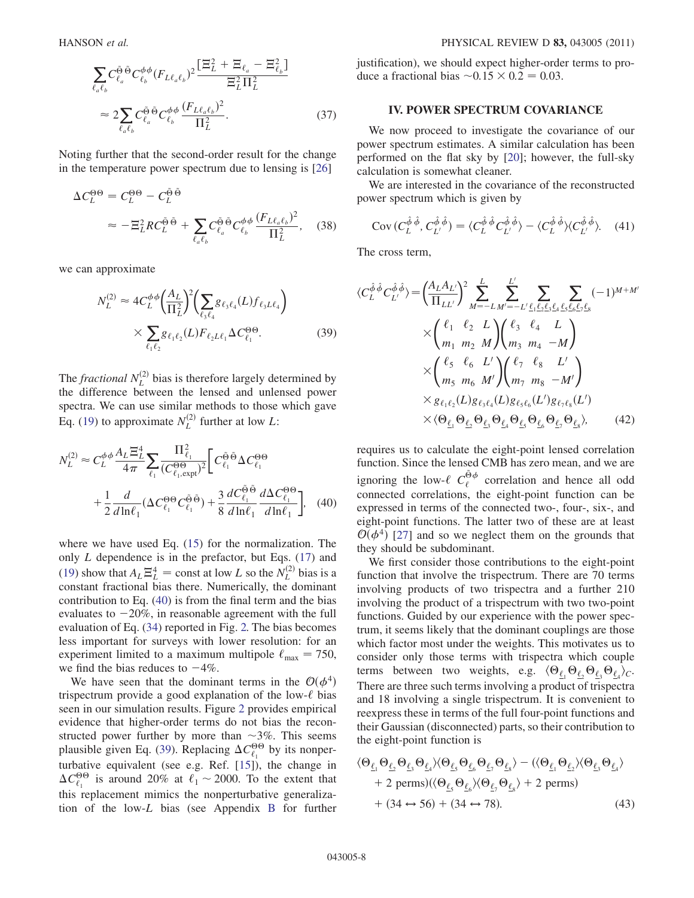$$
\sum_{\ell_a \ell_b} C^{\tilde{\Theta}\tilde{\Theta}}_{\ell_a} C^{\phi\phi}_{\ell_b} (F_{L\ell_a\ell_b})^2 \frac{[\Xi_L^2 + \Xi_{\ell_a} - \Xi_{\ell_b}^2]}{\Xi_L^2 \Pi_L^2}
$$

$$
\approx 2 \sum_{\ell_a \ell_b} C^{\tilde{\Theta}\tilde{\Theta}}_{\ell_a} C^{\phi\phi}_{\ell_b} \frac{(F_{L\ell_a\ell_b})^2}{\Pi_L^2}. \tag{37}
$$

Noting further that the second-order result for the change in the temperature power spectrum due to lensing is [26]

$$
\Delta C_L^{\Theta\Theta} = C_L^{\Theta\Theta} - C_L^{\tilde{\Theta}\tilde{\Theta}}
$$

$$
\approx -\Xi_L^2 R C_L^{\tilde{\Theta}\tilde{\Theta}} + \sum_{\ell_a \ell_b} C^{\tilde{\Theta}\tilde{\Theta}}_{\ell_a} C^{\phi\phi}_{\ell_b} \frac{(F_{L\ell_a\ell_b})^2}{\Pi_L^2}, \tag{38}
$$

we can approximate

$$
N_L^{(2)} \approx 4 C_L^{\phi\phi} \left(\frac{A_L}{\Pi_L^2}\right)^2 \left(\sum_{\ell_3 \ell_4} g_{\ell_3\ell_4}(L) f_{\ell_3 L \ell_4}\right) \times \sum_{\ell_1 \ell_2} g_{\ell_1\ell_2}(L) F_{\ell_2 L \ell_1} \Delta C^{\Theta\Theta}_{\ell_1}. \tag{39}
$$

The *fractional* $N_L^{(2)}$ bias is therefore largely determined by the difference between the lensed and unlensed power spectra. We can use similar methods to those which gave Eq. (19) to approximate $N_L^{(2)}$ further at low $L$:

$$
N_L^{(2)} \approx C_L^{\phi\phi} \frac{A_L \Xi_L^4}{4\pi} \sum_{\ell_1} \frac{\Pi_{\ell_1}^2}{(C^{\Theta\Theta}_{\ell_1,\mathrm{expt}})^2} \left[ C^{\tilde{\Theta}\tilde{\Theta}}_{\ell_1} \Delta C^{\Theta\Theta}_{\ell_1} + \frac{1}{2} \frac{d}{d\ln \ell_1} (\Delta C^{\Theta\Theta}_{\ell_1} C^{\tilde{\Theta}\tilde{\Theta}}_{\ell_1}) + \frac{3}{8} \frac{d C^{\tilde{\Theta}\tilde{\Theta}}_{\ell_1}}{d\ln \ell_1} \frac{d \Delta C^{\Theta\Theta}_{\ell_1}}{d\ln \ell_1} \right], \tag{40}
$$

where we have used Eq. (15) for the normalization. The only $L$ dependence is in the prefactor, but Eqs. (17) and (19) show that $A_L \Xi_L^4 = \mathrm{const}$ at low $L$ so the $N_L^{(2)}$ bias is a constant fractional bias there. Numerically, the dominant contribution to Eq. (40) is from the final term and the bias evaluates to $-20\%$, in reasonable agreement with the full evaluation of Eq. (34) reported in Fig. 2. The bias becomes less important for surveys with lower resolution: for an experiment limited to a maximum multipole $\ell_{\max} = 750$, we find the bias reduces to $-4\%$.

We have seen that the dominant terms in the $\mathcal{O}(\phi^4)$ trispectrum provide a good explanation of the low-$\ell$ bias seen in our simulation results. Figure 2 provides empirical evidence that higher-order terms do not bias the reconstructed power further by more than $\sim 3\%$. This seems plausible given Eq. (39). Replacing $\Delta C^{\Theta\Theta}_{\ell_1}$ by its nonperturbative equivalent (see e.g. Ref. [15]), the change in $\Delta C^{\Theta\Theta}_{\ell_1}$ is around 20% at $\ell_1 \sim 2000$. To the extent that this replacement mimics the nonperturbative generalization of the low-$L$ bias (see Appendix B for further justification), we should expect higher-order terms to produce a fractional bias $\sim 0.15 \times 0.2 = 0.03$.

## IV. POWER SPECTRUM COVARIANCE

We now proceed to investigate the covariance of our power spectrum estimates. A similar calculation has been performed on the flat sky by [20]; however, the full-sky calculation is somewhat cleaner.

We are interested in the covariance of the reconstructed power spectrum which is given by

$$
\mathrm{Cov}\,(C_L^{\hat{\phi}\hat{\phi}}, C_{L'}^{\hat{\phi}\hat{\phi}}) = \langle C_L^{\hat{\phi}\hat{\phi}} C_{L'}^{\hat{\phi}\hat{\phi}} \rangle - \langle C_L^{\hat{\phi}\hat{\phi}} \rangle \langle C_{L'}^{\hat{\phi}\hat{\phi}} \rangle. \tag{41}
$$

The cross term,

$$
\langle C_L^{\hat{\phi}\hat{\phi}} C_{L'}^{\hat{\phi}\hat{\phi}} \rangle = \left(\frac{A_L A_{L'}}{\Pi_{LL'}}\right)^2 \sum_{M=-L}^{L} \sum_{M'=-L'}^{L'} \sum_{\underline{\ell_1}\underline{\ell_2}\underline{\ell_3}\underline{\ell_4}} \sum_{\underline{\ell_5}\underline{\ell_6}\underline{\ell_7}\underline{\ell_8}} (-1)^{M+M'} \times \begin{pmatrix} \ell_1 & \ell_2 & L \\ m_1 & m_2 & M \end{pmatrix} \begin{pmatrix} \ell_3 & \ell_4 & L \\ m_3 & m_4 & -M \end{pmatrix} \times \begin{pmatrix} \ell_5 & \ell_6 & L' \\ m_5 & m_6 & M' \end{pmatrix} \begin{pmatrix} \ell_7 & \ell_8 & L' \\ m_7 & m_8 & -M' \end{pmatrix} \times g_{\ell_1\ell_2}(L) g_{\ell_3\ell_4}(L) g_{\ell_5\ell_6}(L') g_{\ell_7\ell_8}(L') \times \langle \Theta_{\underline{\ell_1}} \Theta_{\underline{\ell_2}} \Theta_{\underline{\ell_3}} \Theta_{\underline{\ell_4}} \Theta_{\underline{\ell_5}} \Theta_{\underline{\ell_6}} \Theta_{\underline{\ell_7}} \Theta_{\underline{\ell_8}} \rangle, \tag{42}
$$

requires us to calculate the eight-point lensed correlation function. Since the lensed CMB has zero mean, and we are ignoring the low-$\ell$ $C_\ell^{\tilde{\Theta}\phi}$ correlation and hence all odd connected correlations, the eight-point function can be expressed in terms of the connected two-, four-, six-, and eight-point functions. The latter two of these are at least $\mathcal{O}(\phi^4)$ [27] and so we neglect them on the grounds that they should be subdominant.

We first consider those contributions to the eight-point function that involve the trispectrum. There are 70 terms involving products of two trispectra and a further 210 involving the product of a trispectrum with two two-point functions. Guided by our experience with the power spectrum, it seems likely that the dominant couplings are those which factor most under the weights. This motivates us to consider only those terms with trispectra which couple terms between two weights, e.g. $\langle \Theta_{\underline{\ell_1}} \Theta_{\underline{\ell_2}} \Theta_{\underline{\ell_5}} \Theta_{\underline{\ell_6}} \rangle_C$. There are three such terms involving a product of trispectra and 18 involving a single trispectrum. It is convenient to reexpress these in terms of the full four-point functions and their Gaussian (disconnected) parts, so their contribution to the eight-point function is

$$
\langle \Theta_{\underline{\ell_1}} \Theta_{\underline{\ell_2}} \Theta_{\underline{\ell_3}} \Theta_{\underline{\ell_4}} \rangle \langle \Theta_{\underline{\ell_5}} \Theta_{\underline{\ell_6}} \Theta_{\underline{\ell_7}} \Theta_{\underline{\ell_8}} \rangle - (\langle \Theta_{\underline{\ell_1}} \Theta_{\underline{\ell_2}} \rangle \langle \Theta_{\underline{\ell_3}} \Theta_{\underline{\ell_4}} \rangle + 2 \text{ perms})(\langle \Theta_{\underline{\ell_5}} \Theta_{\underline{\ell_6}} \rangle \langle \Theta_{\underline{\ell_7}} \Theta_{\underline{\ell_8}} \rangle + 2 \text{ perms}) + (34 \leftrightarrow 56) + (34 \leftrightarrow 78). \tag{43}
$$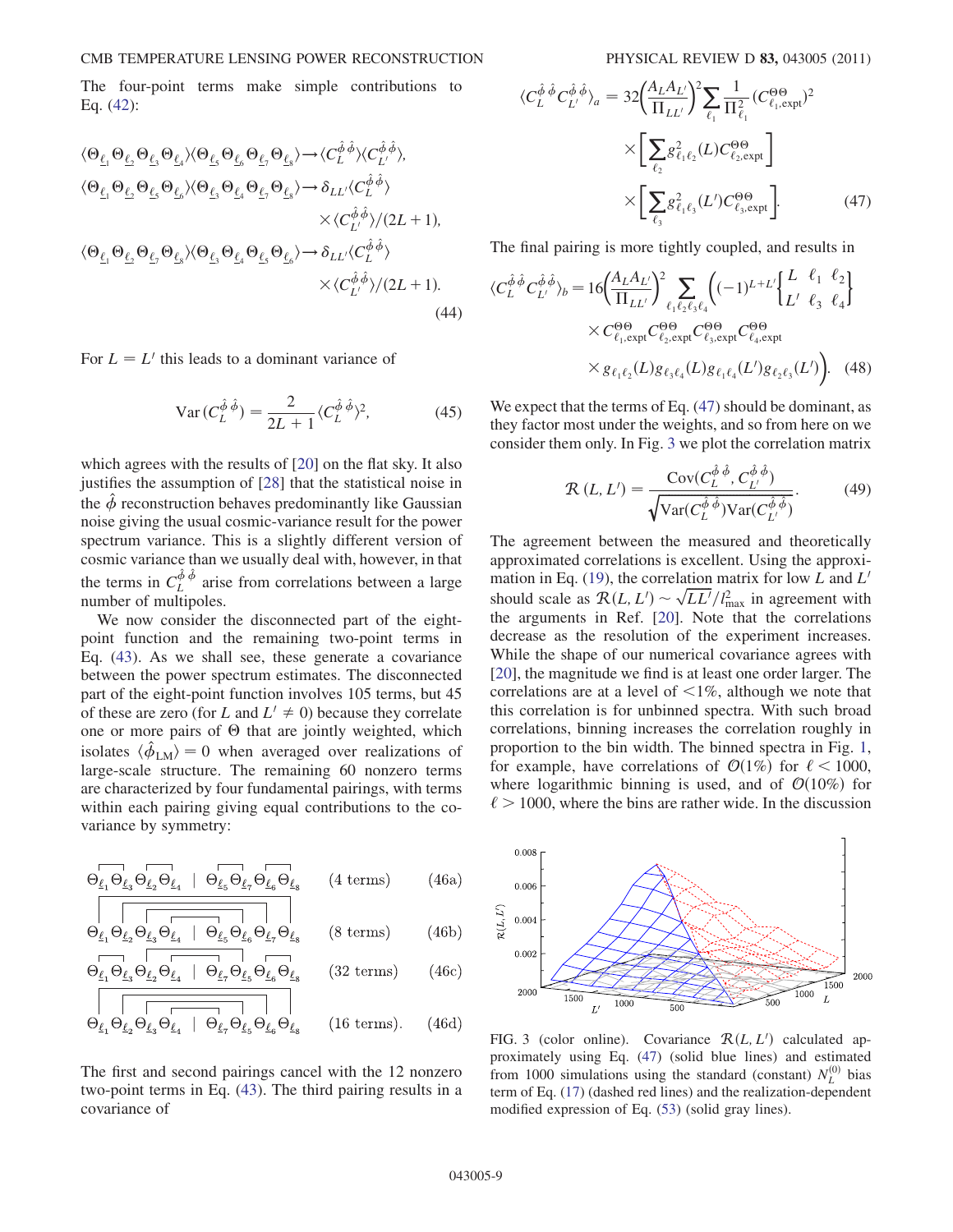The four-point terms make simple contributions to Eq. (42):

$$
\begin{aligned}
\langle\Theta_{\ell_1}\Theta_{\ell_2}\Theta_{\ell_3}\Theta_{\ell_4}\rangle\langle\Theta_{\ell_5}\Theta_{\ell_6}\Theta_{\ell_7}\Theta_{\ell_8}\rangle &\to \langle C_L^{\hat\phi\hat\phi}\rangle\langle C_{L'}^{\hat\phi\hat\phi}\rangle,\\
\langle\Theta_{\ell_1}\Theta_{\ell_2}\Theta_{\ell_5}\Theta_{\ell_6}\rangle\langle\Theta_{\ell_3}\Theta_{\ell_4}\Theta_{\ell_7}\Theta_{\ell_8}\rangle &\to \delta_{LL'}\langle C_L^{\hat\phi\hat\phi}\rangle\\
&\quad\times\langle C_{L'}^{\hat\phi\hat\phi}\rangle/(2L+1),\\
\langle\Theta_{\ell_1}\Theta_{\ell_2}\Theta_{\ell_7}\Theta_{\ell_8}\rangle\langle\Theta_{\ell_3}\Theta_{\ell_4}\Theta_{\ell_5}\Theta_{\ell_6}\rangle &\to \delta_{LL'}\langle C_L^{\hat\phi\hat\phi}\rangle\\
&\quad\times\langle C_{L'}^{\hat\phi\hat\phi}\rangle/(2L+1).
\end{aligned}
\tag{44}
$$

For $L = L'$ this leads to a dominant variance of

$$
\mathrm{Var}(C_L^{\hat\phi\hat\phi}) = \frac{2}{2L+1}\langle C_L^{\hat\phi\hat\phi}\rangle^2, \tag{45}
$$

which agrees with the results of [20] on the flat sky. It also justifies the assumption of [28] that the statistical noise in the $\hat\phi$ reconstruction behaves predominantly like Gaussian noise giving the usual cosmic-variance result for the power spectrum variance. This is a slightly different version of cosmic variance than we usually deal with, however, in that the terms in $C_L^{\hat\phi\hat\phi}$ arise from correlations between a large number of multipoles.

We now consider the disconnected part of the eight-point function and the remaining two-point terms in Eq. (43). As we shall see, these generate a covariance between the power spectrum estimates. The disconnected part of the eight-point function involves 105 terms, but 45 of these are zero (for $L$ and $L' \neq 0$) because they correlate one or more pairs of $\Theta$ that are jointly weighted, which isolates $\langle\hat\phi_{LM}\rangle = 0$ when averaged over realizations of large-scale structure. The remaining 60 nonzero terms are characterized by four fundamental pairings, with terms within each pairing giving equal contributions to the covariance by symmetry:

$$\Theta_{\ell_1}\Theta_{\ell_3}\Theta_{\ell_2}\Theta_{\ell_4} \mid \Theta_{\ell_5}\Theta_{\ell_7}\Theta_{\ell_6}\Theta_{\ell_8} \quad (4\ \text{terms}) \tag{46a}$$

$$\Theta_{\ell_1}\Theta_{\ell_2}\Theta_{\ell_3}\Theta_{\ell_4} \mid \Theta_{\ell_5}\Theta_{\ell_6}\Theta_{\ell_7}\Theta_{\ell_8} \quad (8\ \text{terms}) \tag{46b}$$

$$\Theta_{\ell_1}\Theta_{\ell_3}\Theta_{\ell_2}\Theta_{\ell_4} \mid \Theta_{\ell_7}\Theta_{\ell_5}\Theta_{\ell_6}\Theta_{\ell_8} \quad (32\ \text{terms}) \tag{46c}$$

$$\Theta_{\ell_1}\Theta_{\ell_2}\Theta_{\ell_3}\Theta_{\ell_4} \mid \Theta_{\ell_7}\Theta_{\ell_5}\Theta_{\ell_6}\Theta_{\ell_8} \quad (16\ \text{terms}). \tag{46d}$$

The first and second pairings cancel with the 12 nonzero two-point terms in Eq. (43). The third pairing results in a covariance of

$$
\begin{aligned}
\langle C_L^{\hat\phi\hat\phi}C_{L'}^{\hat\phi\hat\phi}\rangle_a = 32\left(\frac{A_L A_{L'}}{\Pi_{LL'}}\right)^2 &\sum_{\ell_1}\frac{1}{\Pi_{\ell_1}^2}(C_{\ell_1,\mathrm{expt}}^{\Theta\Theta})^2\\
&\times\left[\sum_{\ell_2} g_{\ell_1\ell_2}^2(L)C_{\ell_2,\mathrm{expt}}^{\Theta\Theta}\right]\\
&\times\left[\sum_{\ell_3} g_{\ell_1\ell_3}^2(L')C_{\ell_3,\mathrm{expt}}^{\Theta\Theta}\right].
\end{aligned}
\tag{47}
$$

The final pairing is more tightly coupled, and results in

$$
\begin{aligned}
\langle C_L^{\hat\phi\hat\phi}C_{L'}^{\hat\phi\hat\phi}\rangle_b = 16\left(\frac{A_L A_{L'}}{\Pi_{LL'}}\right)^2 \sum_{\ell_1\ell_2\ell_3\ell_4}\Bigg((-1)^{L+L'}&\begin{Bmatrix} L & \ell_1 & \ell_2\\ L' & \ell_3 & \ell_4\end{Bmatrix}\\
\times C_{\ell_1,\mathrm{expt}}^{\Theta\Theta}C_{\ell_2,\mathrm{expt}}^{\Theta\Theta}&C_{\ell_3,\mathrm{expt}}^{\Theta\Theta}C_{\ell_4,\mathrm{expt}}^{\Theta\Theta}\\
\times g_{\ell_1\ell_2}(L)g_{\ell_3\ell_4}(L)&g_{\ell_1\ell_4}(L')g_{\ell_2\ell_3}(L')\Bigg).
\end{aligned}
\tag{48}
$$

We expect that the terms of Eq. (47) should be dominant, as they factor most under the weights, and so from here on we consider them only. In Fig. 3 we plot the correlation matrix

$$
\mathcal{R}(L, L') = \frac{\mathrm{Cov}(C_L^{\hat\phi\hat\phi}, C_{L'}^{\hat\phi\hat\phi})}{\sqrt{\mathrm{Var}(C_L^{\hat\phi\hat\phi})\mathrm{Var}(C_{L'}^{\hat\phi\hat\phi})}}. \tag{49}
$$

The agreement between the measured and theoretically approximated correlations is excellent. Using the approximation in Eq. (19), the correlation matrix for low $L$ and $L'$ should scale as $\mathcal{R}(L, L') \sim \sqrt{LL'}/l_{\max}^2$ in agreement with the arguments in Ref. [20]. Note that the correlations decrease as the resolution of the experiment increases. While the shape of our numerical covariance agrees with [20], the magnitude we find is at least one order larger. The correlations are at a level of $<1\%$, although we note that this correlation is for unbinned spectra. With such broad correlations, binning increases the correlation roughly in proportion to the bin width. The binned spectra in Fig. 1, for example, have correlations of $\mathcal{O}(1\%)$ for $\ell < 1000$, where logarithmic binning is used, and of $\mathcal{O}(10\%)$ for $\ell > 1000$, where the bins are rather wide. In the discussion

FIG. 3 (color online). Covariance $\mathcal{R}(L, L')$ calculated approximately using Eq. (47) (solid blue lines) and estimated from 1000 simulations using the standard (constant) $N_L^{(0)}$ bias term of Eq. (17) (dashed red lines) and the realization-dependent modified expression of Eq. (53) (solid gray lines).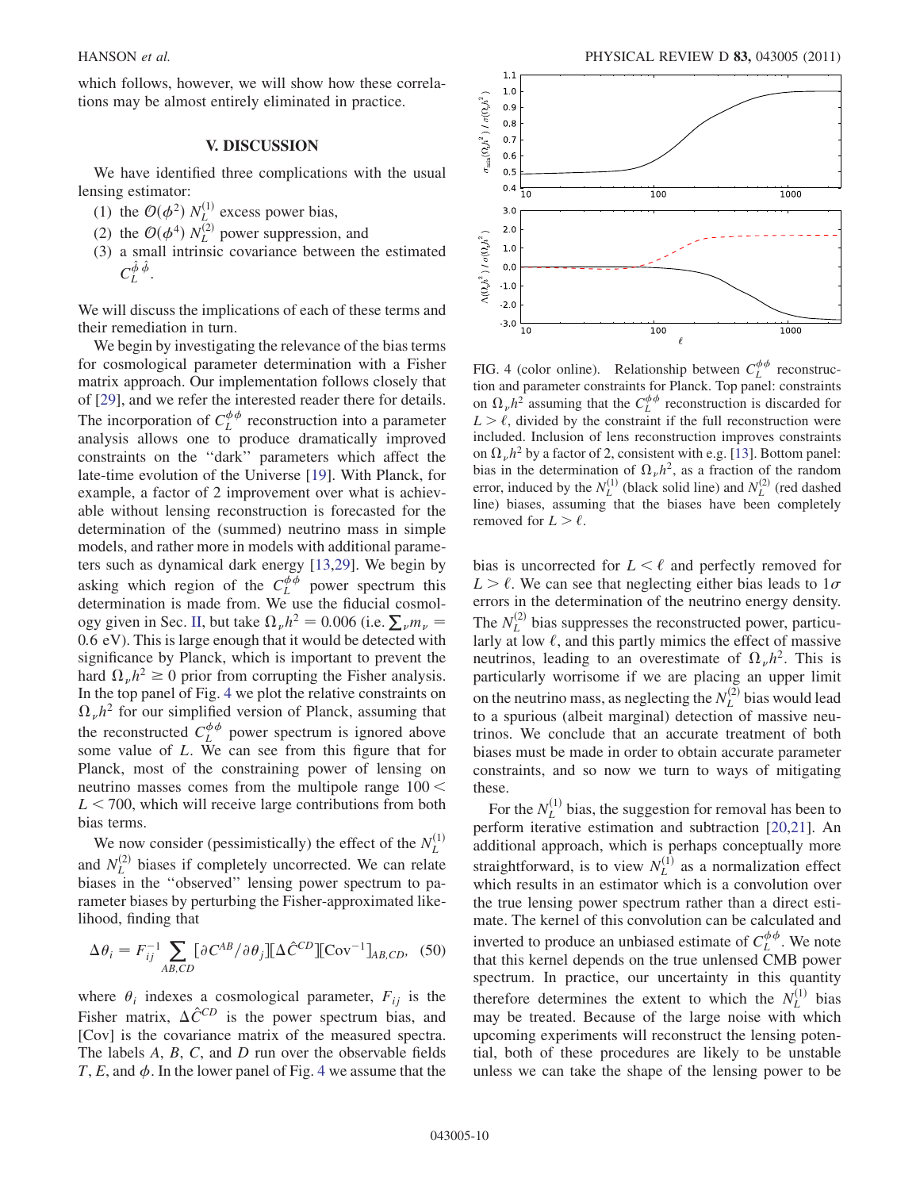which follows, however, we will show how these correlations may be almost entirely eliminated in practice.

## V. DISCUSSION

We have identified three complications with the usual lensing estimator:

(1) the $\mathcal{O}(\phi^2)$ $N_L^{(1)}$ excess power bias,
(2) the $\mathcal{O}(\phi^4)$ $N_L^{(2)}$ power suppression, and
(3) a small intrinsic covariance between the estimated $C_L^{\hat{\phi}\hat{\phi}}$.

We will discuss the implications of each of these terms and their remediation in turn.

We begin by investigating the relevance of the bias terms for cosmological parameter determination with a Fisher matrix approach. Our implementation follows closely that of [29], and we refer the interested reader there for details. The incorporation of $C_L^{\phi\phi}$ reconstruction into a parameter analysis allows one to produce dramatically improved constraints on the "dark" parameters which affect the late-time evolution of the Universe [19]. With Planck, for example, a factor of 2 improvement over what is achievable without lensing reconstruction is forecasted for the determination of the (summed) neutrino mass in simple models, and rather more in models with additional parameters such as dynamical dark energy [13,29]. We begin by asking which region of the $C_L^{\phi\phi}$ power spectrum this determination is made from. We use the fiducial cosmology given in Sec. II, but take $\Omega_\nu h^2 = 0.006$ (i.e. $\sum_\nu m_\nu = 0.6$ eV). This is large enough that it would be detected with significance by Planck, which is important to prevent the hard $\Omega_\nu h^2 \geq 0$ prior from corrupting the Fisher analysis. In the top panel of Fig. 4 we plot the relative constraints on $\Omega_\nu h^2$ for our simplified version of Planck, assuming that the reconstructed $C_L^{\phi\phi}$ power spectrum is ignored above some value of $L$. We can see from this figure that for Planck, most of the constraining power of lensing on neutrino masses comes from the multipole range $100 < L < 700$, which will receive large contributions from both bias terms.

We now consider (pessimistically) the effect of the $N_L^{(1)}$ and $N_L^{(2)}$ biases if completely uncorrected. We can relate biases in the "observed" lensing power spectrum to parameter biases by perturbing the Fisher-approximated likelihood, finding that

$$\Delta\theta_i = F_{ij}^{-1} \sum_{AB,CD} [\partial C^{AB}/\partial\theta_j][\Delta\hat{C}^{CD}][\mathrm{Cov}^{-1}]_{AB,CD}, \quad (50)$$

where $\theta_i$ indexes a cosmological parameter, $F_{ij}$ is the Fisher matrix, $\Delta\hat{C}^{CD}$ is the power spectrum bias, and [Cov] is the covariance matrix of the measured spectra. The labels $A$, $B$, $C$, and $D$ run over the observable fields $T$, $E$, and $\phi$. In the lower panel of Fig. 4 we assume that the bias is uncorrected for $L < \ell$ and perfectly removed for $L > \ell$. We can see that neglecting either bias leads to $1\sigma$ errors in the determination of the neutrino energy density. The $N_L^{(2)}$ bias suppresses the reconstructed power, particularly at low $\ell$, and this partly mimics the effect of massive neutrinos, leading to an overestimate of $\Omega_\nu h^2$. This is particularly worrisome if we are placing an upper limit on the neutrino mass, as neglecting the $N_L^{(2)}$ bias would lead to a spurious (albeit marginal) detection of massive neutrinos. We conclude that an accurate treatment of both biases must be made in order to obtain accurate parameter constraints, and so now we turn to ways of mitigating these.

FIG. 4 (color online). Relationship between $C_L^{\phi\phi}$ reconstruction and parameter constraints for Planck. Top panel: constraints on $\Omega_\nu h^2$ assuming that the $C_L^{\phi\phi}$ reconstruction is discarded for $L > \ell$, divided by the constraint if the full reconstruction were included. Inclusion of lens reconstruction improves constraints on $\Omega_\nu h^2$ by a factor of 2, consistent with e.g. [13]. Bottom panel: bias in the determination of $\Omega_\nu h^2$, as a fraction of the random error, induced by the $N_L^{(1)}$ (black solid line) and $N_L^{(2)}$ (red dashed line) biases, assuming that the biases have been completely removed for $L > \ell$.

For the $N_L^{(1)}$ bias, the suggestion for removal has been to perform iterative estimation and subtraction [20,21]. An additional approach, which is perhaps conceptually more straightforward, is to view $N_L^{(1)}$ as a normalization effect which results in an estimator which is a convolution over the true lensing power spectrum rather than a direct estimate. The kernel of this convolution can be calculated and inverted to produce an unbiased estimate of $C_L^{\phi\phi}$. We note that this kernel depends on the true unlensed CMB power spectrum. In practice, our uncertainty in this quantity therefore determines the extent to which the $N_L^{(1)}$ bias may be treated. Because of the large noise with which upcoming experiments will reconstruct the lensing potential, both of these procedures are likely to be unstable unless we can take the shape of the lensing power to be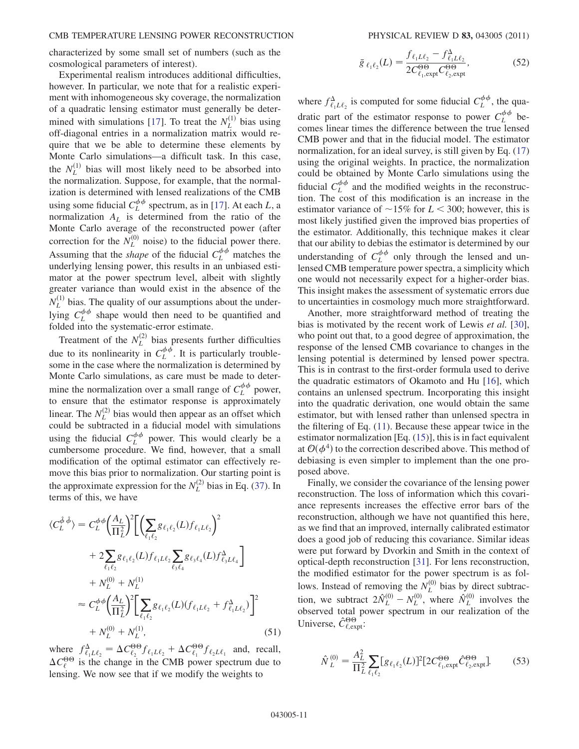characterized by some small set of numbers (such as the cosmological parameters of interest).

Experimental realism introduces additional difficulties, however. In particular, we note that for a realistic experiment with inhomogeneous sky coverage, the normalization of a quadratic lensing estimator must generally be determined with simulations [17]. To treat the $N_L^{(1)}$ bias using off-diagonal entries in a normalization matrix would require that we be able to determine these elements by Monte Carlo simulations—a difficult task. In this case, the $N_L^{(1)}$ bias will most likely need to be absorbed into the normalization. Suppose, for example, that the normalization is determined with lensed realizations of the CMB using some fiducial $C_L^{\phi\phi}$ spectrum, as in [17]. At each $L$, a normalization $A_L$ is determined from the ratio of the Monte Carlo average of the reconstructed power (after correction for the $N_L^{(0)}$ noise) to the fiducial power there. Assuming that the *shape* of the fiducial $C_L^{\phi\phi}$ matches the underlying lensing power, this results in an unbiased estimator at the power spectrum level, albeit with slightly greater variance than would exist in the absence of the $N_L^{(1)}$ bias. The quality of our assumptions about the underlying $C_L^{\phi\phi}$ shape would then need to be quantified and folded into the systematic-error estimate.

Treatment of the $N_L^{(2)}$ bias presents further difficulties due to its nonlinearity in $C_L^{\phi\phi}$. It is particularly troublesome in the case where the normalization is determined by Monte Carlo simulations, as care must be made to determine the normalization over a small range of $C_L^{\phi\phi}$ power, to ensure that the estimator response is approximately linear. The $N_L^{(2)}$ bias would then appear as an offset which could be subtracted in a fiducial model with simulations using the fiducial $C_L^{\phi\phi}$ power. This would clearly be a cumbersome procedure. We find, however, that a small modification of the optimal estimator can effectively remove this bias prior to normalization. Our starting point is the approximate expression for the $N_L^{(2)}$ bias in Eq. (37). In terms of this, we have

$$\begin{aligned}
\langle C_L^{\hat\phi\hat\phi}\rangle &= C_L^{\phi\phi}\left(\frac{A_L}{\Pi_L^2}\right)^2\bigg[\Big(\sum_{\ell_1\ell_2} g_{\ell_1\ell_2}(L) f_{\ell_1 L\ell_2}\Big)^2 \\
&\quad + 2\sum_{\ell_1\ell_2} g_{\ell_1\ell_2}(L) f_{\ell_1 L\ell_2}\sum_{\ell_3\ell_4} g_{\ell_3\ell_4}(L) f^{\Delta}_{\ell_3 L\ell_4}\bigg] \\
&\quad + N_L^{(0)} + N_L^{(1)} \\
&\approx C_L^{\phi\phi}\left(\frac{A_L}{\Pi_L^2}\right)^2\bigg[\sum_{\ell_1\ell_2} g_{\ell_1\ell_2}(L)(f_{\ell_1 L\ell_2} + f^{\Delta}_{\ell_1 L\ell_2})\bigg]^2 \\
&\quad + N_L^{(0)} + N_L^{(1)},
\end{aligned} \tag{51}$$

where $f^{\Delta}_{\ell_1 L\ell_2} = \Delta C^{\Theta\Theta}_{\ell_2} f_{\ell_1 L\ell_2} + \Delta C^{\Theta\Theta}_{\ell_1} f_{\ell_2 L\ell_1}$ and, recall, $\Delta C^{\Theta\Theta}_{\ell}$ is the change in the CMB power spectrum due to lensing. We now see that if we modify the weights to

$$\bar g_{\ell_1\ell_2}(L) = \frac{f_{\ell_1 L\ell_2} - f^{\Delta}_{\ell_1 L\ell_2}}{2C^{\Theta\Theta}_{\ell_1,\mathrm{expt}} C^{\Theta\Theta}_{\ell_2,\mathrm{expt}}}, \tag{52}$$

where $f^{\Delta}_{\ell_1 L\ell_2}$ is computed for some fiducial $C_L^{\phi\phi}$, the quadratic part of the estimator response to power $C_L^{\phi\phi}$ becomes linear times the difference between the true lensed CMB power and that in the fiducial model. The estimator normalization, for an ideal survey, is still given by Eq. (17) using the original weights. In practice, the normalization could be obtained by Monte Carlo simulations using the fiducial $C_L^{\phi\phi}$ and the modified weights in the reconstruction. The cost of this modification is an increase in the estimator variance of $\sim 15\%$ for $L < 300$; however, this is most likely justified given the improved bias properties of the estimator. Additionally, this technique makes it clear that our ability to debias the estimator is determined by our understanding of $C_L^{\phi\phi}$ only through the lensed and unlensed CMB temperature power spectra, a simplicity which one would not necessarily expect for a higher-order bias. This insight makes the assessment of systematic errors due to uncertainties in cosmology much more straightforward.

Another, more straightforward method of treating the bias is motivated by the recent work of Lewis *et al.* [30], who point out that, to a good degree of approximation, the response of the lensed CMB covariance to changes in the lensing potential is determined by lensed power spectra. This is in contrast to the first-order formula used to derive the quadratic estimators of Okamoto and Hu [16], which contains an unlensed spectrum. Incorporating this insight into the quadratic derivation, one would obtain the same estimator, but with lensed rather than unlensed spectra in the filtering of Eq. (11). Because these appear twice in the estimator normalization [Eq. (15)], this is in fact equivalent at $\mathcal{O}(\phi^4)$ to the correction described above. This method of debiasing is even simpler to implement than the one proposed above.

Finally, we consider the covariance of the lensing power reconstruction. The loss of information which this covariance represents increases the effective error bars of the reconstruction, although we have not quantified this here, as we find that an improved, internally calibrated estimator does a good job of reducing this covariance. Similar ideas were put forward by Dvorkin and Smith in the context of optical-depth reconstruction [31]. For lens reconstruction, the modified estimator for the power spectrum is as follows. Instead of removing the $N_L^{(0)}$ bias by direct subtraction, we subtract $2\hat N_L^{(0)} - N_L^{(0)}$, where $\hat N_L^{(0)}$ involves the observed total power spectrum in our realization of the Universe, $\hat C^{\Theta\Theta}_{\ell,\mathrm{expt}}$:

$$\hat N_L^{(0)} = \frac{A_L^2}{\Pi_L^2}\sum_{\ell_1\ell_2}[g_{\ell_1\ell_2}(L)]^2[2C^{\Theta\Theta}_{\ell_1,\mathrm{expt}}\hat C^{\Theta\Theta}_{\ell_2,\mathrm{expt}}]. \tag{53}$$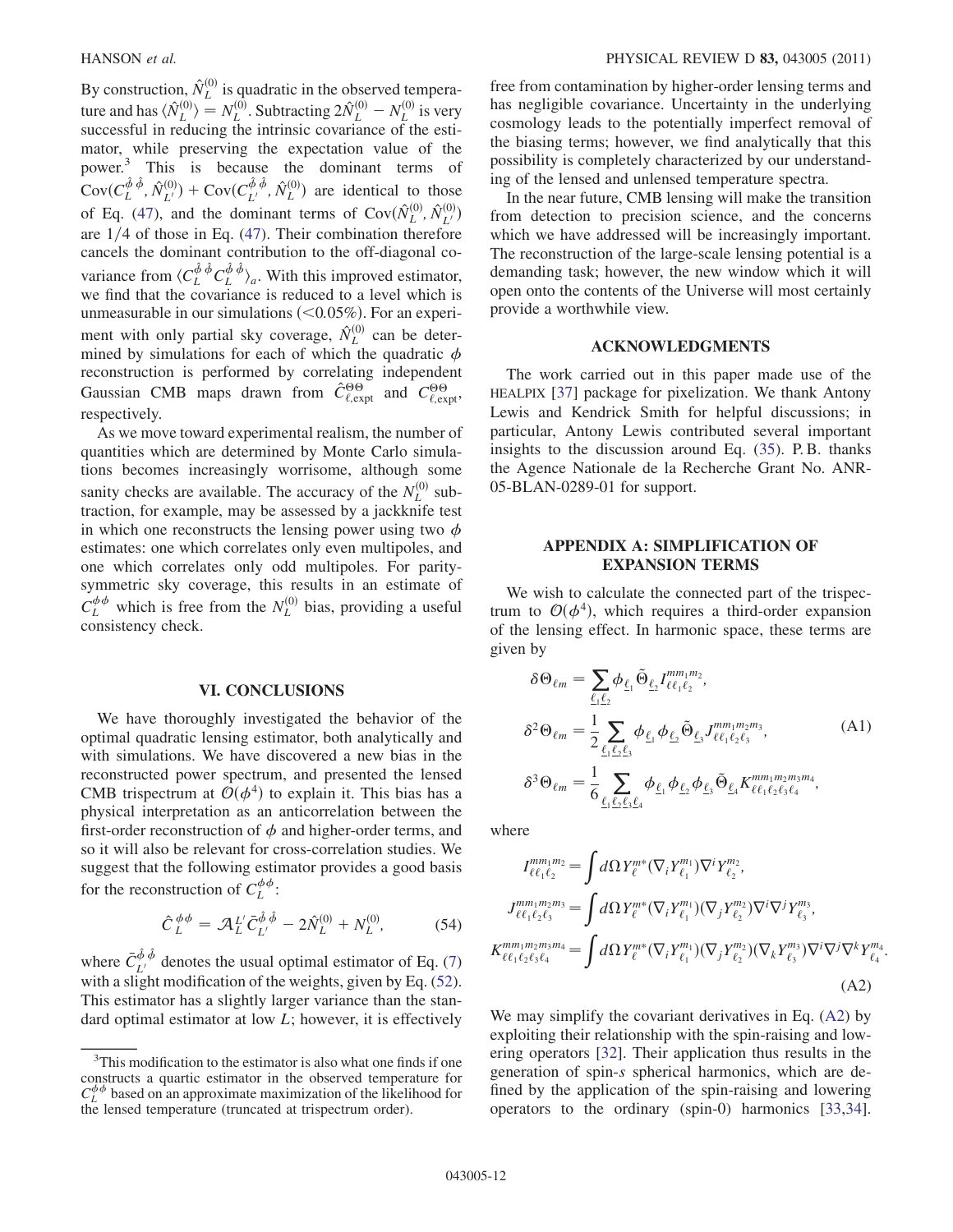By construction, $\hat{N}_L^{(0)}$ is quadratic in the observed temperature and has $\langle \hat{N}_L^{(0)} \rangle = N_L^{(0)}$. Subtracting $2\hat{N}_L^{(0)} - N_L^{(0)}$ is very successful in reducing the intrinsic covariance of the estimator, while preserving the expectation value of the power.[3] This is because the dominant terms of $\mathrm{Cov}(C_L^{\hat{\phi}\hat{\phi}}, \hat{N}_{L'}^{(0)}) + \mathrm{Cov}(C_{L'}^{\hat{\phi}\hat{\phi}}, \hat{N}_L^{(0)})$ are identical to those of Eq. (47), and the dominant terms of $\mathrm{Cov}(\hat{N}_L^{(0)}, \hat{N}_{L'}^{(0)})$ are $1/4$ of those in Eq. (47). Their combination therefore cancels the dominant contribution to the off-diagonal covariance from $\langle C_L^{\hat{\phi}\hat{\phi}} C_{L'}^{\hat{\phi}\hat{\phi}} \rangle_a$. With this improved estimator, we find that the covariance is reduced to a level which is unmeasurable in our simulations ($<0.05\%$). For an experiment with only partial sky coverage, $\hat{N}_L^{(0)}$ can be determined by simulations for each of which the quadratic $\phi$ reconstruction is performed by correlating independent Gaussian CMB maps drawn from $\hat{C}_{\ell,\mathrm{expt}}^{\Theta\Theta}$ and $C_{\ell,\mathrm{expt}}^{\Theta\Theta}$, respectively.

As we move toward experimental realism, the number of quantities which are determined by Monte Carlo simulations becomes increasingly worrisome, although some sanity checks are available. The accuracy of the $N_L^{(0)}$ subtraction, for example, may be assessed by a jackknife test in which one reconstructs the lensing power using two $\phi$ estimates: one which correlates only even multipoles, and one which correlates only odd multipoles. For parity-symmetric sky coverage, this results in an estimate of $C_L^{\phi\phi}$ which is free from the $N_L^{(0)}$ bias, providing a useful consistency check.

## VI. CONCLUSIONS

We have thoroughly investigated the behavior of the optimal quadratic lensing estimator, both analytically and with simulations. We have discovered a new bias in the reconstructed power spectrum, and presented the lensed CMB trispectrum at $\mathcal{O}(\phi^4)$ to explain it. This bias has a physical interpretation as an anticorrelation between the first-order reconstruction of $\phi$ and higher-order terms, and so it will also be relevant for cross-correlation studies. We suggest that the following estimator provides a good basis for the reconstruction of $C_L^{\phi\phi}$:

$$\hat{C}_L^{\phi\phi} = \mathcal{A}_L^{L'} \bar{C}_{L'}^{\hat{\phi}\hat{\phi}} - 2\hat{N}_L^{(0)} + N_L^{(0)}, \tag{54}$$

where $\bar{C}_{L'}^{\hat{\phi}\hat{\phi}}$ denotes the usual optimal estimator of Eq. (7) with a slight modification of the weights, given by Eq. (52). This estimator has a slightly larger variance than the standard optimal estimator at low $L$; however, it is effectively free from contamination by higher-order lensing terms and has negligible covariance. Uncertainty in the underlying cosmology leads to the potentially imperfect removal of the biasing terms; however, we find analytically that this possibility is completely characterized by our understanding of the lensed and unlensed temperature spectra.

In the near future, CMB lensing will make the transition from detection to precision science, and the concerns which we have addressed will be increasingly important. The reconstruction of the large-scale lensing potential is a demanding task; however, the new window which it will open onto the contents of the Universe will most certainly provide a worthwhile view.

## ACKNOWLEDGMENTS

The work carried out in this paper made use of the HEALPIX [37] package for pixelization. We thank Antony Lewis and Kendrick Smith for helpful discussions; in particular, Antony Lewis contributed several important insights to the discussion around Eq. (35). P. B. thanks the Agence Nationale de la Recherche Grant No. ANR-05-BLAN-0289-01 for support.

## APPENDIX A: SIMPLIFICATION OF EXPANSION TERMS

We wish to calculate the connected part of the trispectrum to $\mathcal{O}(\phi^4)$, which requires a third-order expansion of the lensing effect. In harmonic space, these terms are given by

$$\begin{aligned}
\delta\Theta_{\ell m} &= \sum_{\underline{\ell_1}\underline{\ell_2}} \phi_{\underline{\ell_1}} \tilde{\Theta}_{\underline{\ell_2}} I_{\ell\ell_1\ell_2}^{mm_1m_2}, \\
\delta^2\Theta_{\ell m} &= \frac{1}{2}\sum_{\underline{\ell_1}\underline{\ell_2}\underline{\ell_3}} \phi_{\underline{\ell_1}}\phi_{\underline{\ell_2}} \tilde{\Theta}_{\underline{\ell_3}} J_{\ell\ell_1\ell_2\ell_3}^{mm_1m_2m_3}, \\
\delta^3\Theta_{\ell m} &= \frac{1}{6}\sum_{\underline{\ell_1}\underline{\ell_2}\underline{\ell_3}\underline{\ell_4}} \phi_{\underline{\ell_1}}\phi_{\underline{\ell_2}}\phi_{\underline{\ell_3}} \tilde{\Theta}_{\underline{\ell_4}} K_{\ell\ell_1\ell_2\ell_3\ell_4}^{mm_1m_2m_3m_4},
\end{aligned} \tag{A1}$$

where

$$\begin{aligned}
I_{\ell\ell_1\ell_2}^{mm_1m_2} &= \int d\Omega\, Y_\ell^{m*} (\nabla_i Y_{\ell_1}^{m_1}) \nabla^i Y_{\ell_2}^{m_2}, \\
J_{\ell\ell_1\ell_2\ell_3}^{mm_1m_2m_3} &= \int d\Omega\, Y_\ell^{m*} (\nabla_i Y_{\ell_1}^{m_1})(\nabla_j Y_{\ell_2}^{m_2}) \nabla^i\nabla^j Y_{\ell_3}^{m_3}, \\
K_{\ell\ell_1\ell_2\ell_3\ell_4}^{mm_1m_2m_3m_4} &= \int d\Omega\, Y_\ell^{m*} (\nabla_i Y_{\ell_1}^{m_1})(\nabla_j Y_{\ell_2}^{m_2})(\nabla_k Y_{\ell_3}^{m_3}) \nabla^i\nabla^j\nabla^k Y_{\ell_4}^{m_4}.
\end{aligned} \tag{A2}$$

We may simplify the covariant derivatives in Eq. (A2) by exploiting their relationship with the spin-raising and lowering operators [32]. Their application thus results in the generation of spin-$s$ spherical harmonics, which are defined by the application of the spin-raising and lowering operators to the ordinary (spin-0) harmonics [33,34].

---

[3] This modification to the estimator is also what one finds if one constructs a quartic estimator in the observed temperature for $C_L^{\phi\phi}$ based on an approximate maximization of the likelihood for the lensed temperature (truncated at trispectrum order).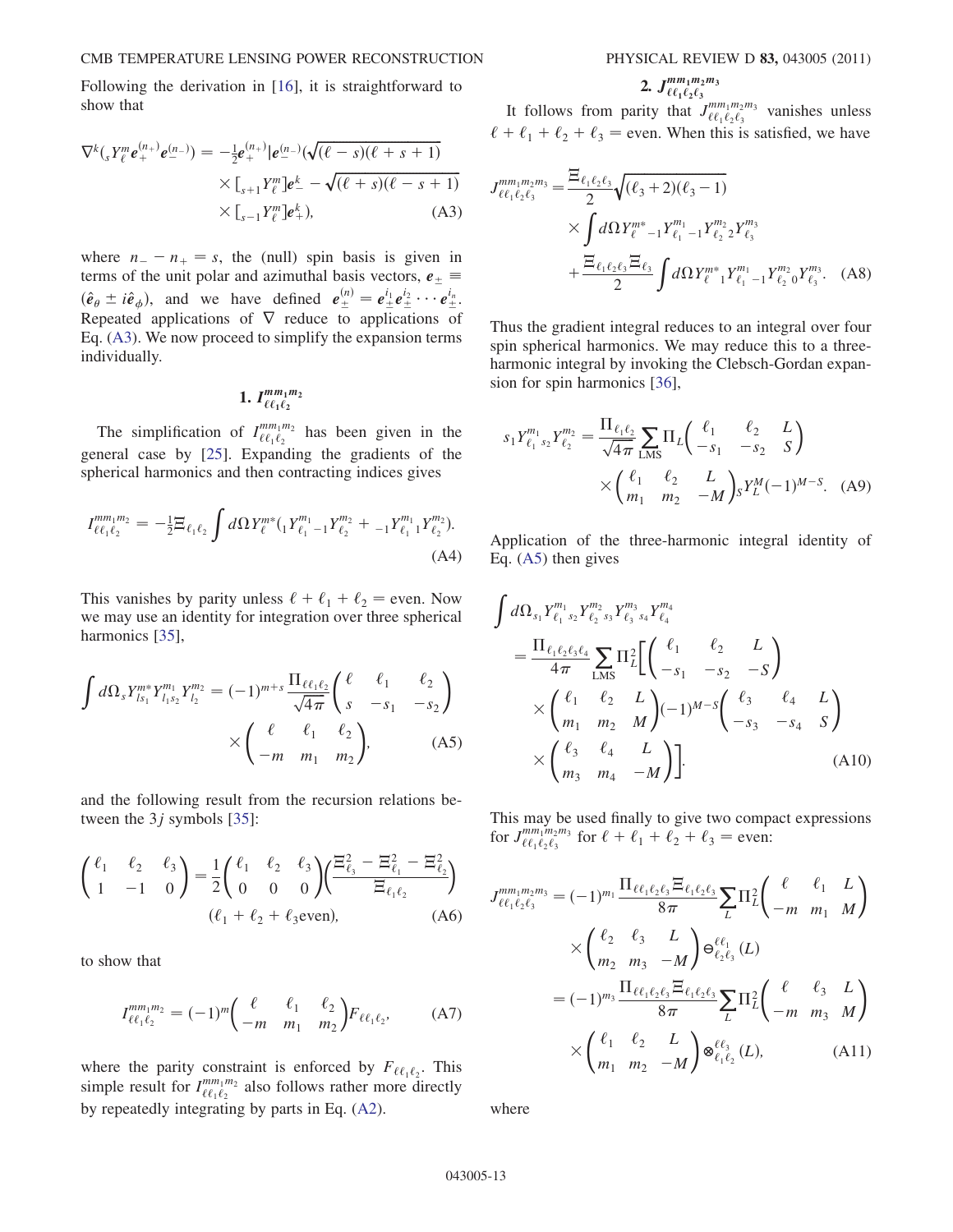Following the derivation in [16], it is straightforward to show that

$$\nabla^k({}_sY_\ell^m \boldsymbol{e}_+^{(n_+)}\boldsymbol{e}_-^{(n_-)}) = -\tfrac{1}{2}\boldsymbol{e}_+^{(n_+)}|\boldsymbol{e}_-^{(n_-)}(\sqrt{(\ell-s)(\ell+s+1)} \times [{}_{s+1}Y_\ell^m]\boldsymbol{e}_-^k - \sqrt{(\ell+s)(\ell-s+1)} \times [{}_{s-1}Y_\ell^m]\boldsymbol{e}_+^k), \tag{A3}$$

where $n_- - n_+ = s$, the (null) spin basis is given in terms of the unit polar and azimuthal basis vectors, $\boldsymbol{e}_\pm \equiv (\hat{\boldsymbol{e}}_\theta \pm i\hat{\boldsymbol{e}}_\phi)$, and we have defined $\boldsymbol{e}_\pm^{(n)} = \boldsymbol{e}_\pm^{i_1}\boldsymbol{e}_\pm^{i_2}\cdots\boldsymbol{e}_\pm^{i_n}$. Repeated applications of $\nabla$ reduce to applications of Eq. (A3). We now proceed to simplify the expansion terms individually.

### 1. $I_{\ell\ell_1\ell_2}^{mm_1m_2}$

The simplification of $I_{\ell\ell_1\ell_2}^{mm_1m_2}$ has been given in the general case by [25]. Expanding the gradients of the spherical harmonics and then contracting indices gives

$$I_{\ell\ell_1\ell_2}^{mm_1m_2} = -\tfrac{1}{2}\Xi_{\ell_1\ell_2}\int d\Omega Y_\ell^{m*}({}_1Y_{\ell_1}^{m_1}{}_{-1}Y_{\ell_2}^{m_2} + {}_{-1}Y_{\ell_1}^{m_1}{}_1Y_{\ell_2}^{m_2}). \tag{A4}$$

This vanishes by parity unless $\ell+\ell_1+\ell_2 =$ even. Now we may use an identity for integration over three spherical harmonics [35],

$$\int d\Omega_s Y_{ls_1}^{m*}Y_{l_1s_2}^{m_1}Y_{l_2}^{m_2} = (-1)^{m+s}\frac{\Pi_{\ell\ell_1\ell_2}}{\sqrt{4\pi}}\begin{pmatrix}\ell & \ell_1 & \ell_2\\ s & -s_1 & -s_2\end{pmatrix} \times \begin{pmatrix}\ell & \ell_1 & \ell_2\\ -m & m_1 & m_2\end{pmatrix}, \tag{A5}$$

and the following result from the recursion relations between the $3j$ symbols [35]:

$$\begin{pmatrix}\ell_1 & \ell_2 & \ell_3\\ 1 & -1 & 0\end{pmatrix} = \frac{1}{2}\begin{pmatrix}\ell_1 & \ell_2 & \ell_3\\ 0 & 0 & 0\end{pmatrix}\left(\frac{\Xi_{\ell_3}^2 - \Xi_{\ell_1}^2 - \Xi_{\ell_2}^2}{\Xi_{\ell_1\ell_2}}\right) \quad (\ell_1+\ell_2+\ell_3\text{even}), \tag{A6}$$

to show that

$$I_{\ell\ell_1\ell_2}^{mm_1m_2} = (-1)^m\begin{pmatrix}\ell & \ell_1 & \ell_2\\ -m & m_1 & m_2\end{pmatrix}F_{\ell\ell_1\ell_2}, \tag{A7}$$

where the parity constraint is enforced by $F_{\ell\ell_1\ell_2}$. This simple result for $I_{\ell\ell_1\ell_2}^{mm_1m_2}$ also follows rather more directly by repeatedly integrating by parts in Eq. (A2).

### 2. $J_{\ell\ell_1\ell_2\ell_3}^{mm_1m_2m_3}$

It follows from parity that $J_{\ell\ell_1\ell_2\ell_3}^{mm_1m_2m_3}$ vanishes unless $\ell+\ell_1+\ell_2+\ell_3 =$ even. When this is satisfied, we have

$$J_{\ell\ell_1\ell_2\ell_3}^{mm_1m_2m_3} = \frac{\Xi_{\ell_1\ell_2\ell_3}}{2}\sqrt{(\ell_3+2)(\ell_3-1)} \times \int d\Omega Y_{\ell}^{m*}{}_{-1}Y_{\ell_1}^{m_1}{}_{-1}Y_{\ell_2}^{m_2}{}_2Y_{\ell_3}^{m_3} + \frac{\Xi_{\ell_1\ell_2\ell_3}\Xi_{\ell_3}}{2}\int d\Omega Y_\ell^{m*}{}_1Y_{\ell_1}^{m_1}{}_{-1}Y_{\ell_2}^{m_2}{}_0Y_{\ell_3}^{m_3}. \tag{A8}$$

Thus the gradient integral reduces to an integral over four spin spherical harmonics. We may reduce this to a three-harmonic integral by invoking the Clebsch-Gordan expansion for spin harmonics [36],

$${}_{s_1}Y_{\ell_1}^{m_1}{}_{s_2}Y_{\ell_2}^{m_2} = \frac{\Pi_{\ell_1\ell_2}}{\sqrt{4\pi}}\sum_{\mathrm{LMS}}\Pi_L\begin{pmatrix}\ell_1 & \ell_2 & L\\ -s_1 & -s_2 & S\end{pmatrix} \times \begin{pmatrix}\ell_1 & \ell_2 & L\\ m_1 & m_2 & -M\end{pmatrix}{}_SY_L^M(-1)^{M-S}. \tag{A9}$$

Application of the three-harmonic integral identity of Eq. (A5) then gives

$$\int d\Omega_{s_1}Y_{\ell_1}^{m_1}{}_{s_2}Y_{\ell_2}^{m_2}{}_{s_3}Y_{\ell_3}^{m_3}{}_{s_4}Y_{\ell_4}^{m_4} = \frac{\Pi_{\ell_1\ell_2\ell_3\ell_4}}{4\pi}\sum_{\mathrm{LMS}}\Pi_L^2\Bigg[\begin{pmatrix}\ell_1 & \ell_2 & L\\ -s_1 & -s_2 & -S\end{pmatrix} \times \begin{pmatrix}\ell_1 & \ell_2 & L\\ m_1 & m_2 & M\end{pmatrix}(-1)^{M-S}\begin{pmatrix}\ell_3 & \ell_4 & L\\ -s_3 & -s_4 & S\end{pmatrix} \times \begin{pmatrix}\ell_3 & \ell_4 & L\\ m_3 & m_4 & -M\end{pmatrix}\Bigg]. \tag{A10}$$

This may be used finally to give two compact expressions for $J_{\ell\ell_1\ell_2\ell_3}^{mm_1m_2m_3}$ for $\ell+\ell_1+\ell_2+\ell_3 =$ even:

$$\begin{aligned}J_{\ell\ell_1\ell_2\ell_3}^{mm_1m_2m_3} &= (-1)^{m_1}\frac{\Pi_{\ell\ell_1\ell_2\ell_3}\Xi_{\ell_1\ell_2\ell_3}}{8\pi}\sum_L\Pi_L^2\begin{pmatrix}\ell & \ell_1 & L\\ -m & m_1 & M\end{pmatrix} \times \begin{pmatrix}\ell_2 & \ell_3 & L\\ m_2 & m_3 & -M\end{pmatrix}\ominus_{\ell_2\ell_3}^{\ell\ell_1}(L)\\ &= (-1)^{m_3}\frac{\Pi_{\ell\ell_1\ell_2\ell_3}\Xi_{\ell_1\ell_2\ell_3}}{8\pi}\sum_L\Pi_L^2\begin{pmatrix}\ell & \ell_3 & L\\ -m & m_3 & M\end{pmatrix} \times \begin{pmatrix}\ell_1 & \ell_2 & L\\ m_1 & m_2 & -M\end{pmatrix}\otimes_{\ell_1\ell_2}^{\ell\ell_3}(L),\end{aligned} \tag{A11}$$

where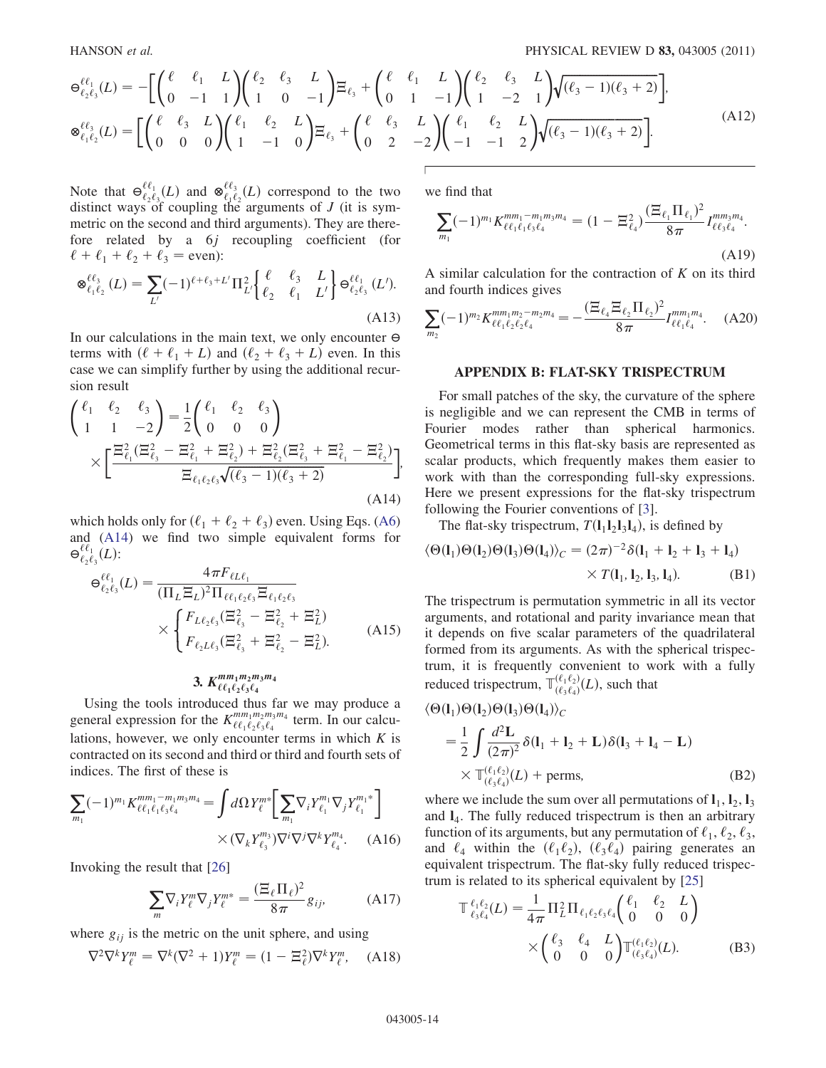$$
\ominus^{\ell\ell_1}_{\ell_2\ell_3}(L) = -\left[\begin{pmatrix} \ell & \ell_1 & L \\ 0 & -1 & 1 \end{pmatrix}\begin{pmatrix} \ell_2 & \ell_3 & L \\ 1 & 0 & -1 \end{pmatrix}\Xi_{\ell_3} + \begin{pmatrix} \ell & \ell_1 & L \\ 0 & 1 & -1 \end{pmatrix}\begin{pmatrix} \ell_2 & \ell_3 & L \\ 1 & -2 & 1 \end{pmatrix}\sqrt{(\ell_3-1)(\ell_3+2)}\right],
$$

$$
\otimes^{\ell\ell_3}_{\ell_1\ell_2}(L) = \left[\begin{pmatrix} \ell & \ell_3 & L \\ 0 & 0 & 0 \end{pmatrix}\begin{pmatrix} \ell_1 & \ell_2 & L \\ 1 & -1 & 0 \end{pmatrix}\Xi_{\ell_3} + \begin{pmatrix} \ell & \ell_3 & L \\ 0 & 2 & -2 \end{pmatrix}\begin{pmatrix} \ell_1 & \ell_2 & L \\ -1 & -1 & 2 \end{pmatrix}\sqrt{(\ell_3-1)(\ell_3+2)}\right]. \tag{A12}
$$

Note that $\ominus^{\ell\ell_1}_{\ell_2\ell_3}(L)$ and $\otimes^{\ell\ell_3}_{\ell_1\ell_2}(L)$ correspond to the two distinct ways of coupling the arguments of $J$ (it is symmetric on the second and third arguments). They are therefore related by a $6j$ recoupling coefficient (for $\ell+\ell_1+\ell_2+\ell_3 = \text{even}$):

$$
\otimes^{\ell\ell_3}_{\ell_1\ell_2}(L) = \sum_{L'}(-1)^{\ell+\ell_3+L'}\Pi^2_{L'}\begin{Bmatrix} \ell & \ell_3 & L \\ \ell_2 & \ell_1 & L' \end{Bmatrix}\ominus^{\ell\ell_1}_{\ell_2\ell_3}(L'). \tag{A13}
$$

In our calculations in the main text, we only encounter $\ominus$ terms with $(\ell+\ell_1+L)$ and $(\ell_2+\ell_3+L)$ even. In this case we can simplify further by using the additional recursion result

$$
\begin{pmatrix} \ell_1 & \ell_2 & \ell_3 \\ 1 & 1 & -2 \end{pmatrix} = \frac{1}{2}\begin{pmatrix} \ell_1 & \ell_2 & \ell_3 \\ 0 & 0 & 0 \end{pmatrix} \times\left[\frac{\Xi^2_{\ell_1}(\Xi^2_{\ell_3}-\Xi^2_{\ell_1}+\Xi^2_{\ell_2})+\Xi^2_{\ell_2}(\Xi^2_{\ell_3}+\Xi^2_{\ell_1}-\Xi^2_{\ell_2})}{\Xi_{\ell_1\ell_2\ell_3}\sqrt{(\ell_3-1)(\ell_3+2)}}\right], \tag{A14}
$$

which holds only for $(\ell_1+\ell_2+\ell_3)$ even. Using Eqs. (A6) and (A14) we find two simple equivalent forms for $\ominus^{\ell\ell_1}_{\ell_2\ell_3}(L)$:

$$
\ominus^{\ell\ell_1}_{\ell_2\ell_3}(L) = \frac{4\pi F_{\ell L\ell_1}}{(\Pi_L\Xi_L)^2\Pi_{\ell\ell_1\ell_2\ell_3}\Xi_{\ell_1\ell_2\ell_3}} \times\begin{cases} F_{L\ell_2\ell_3}(\Xi^2_{\ell_3}-\Xi^2_{\ell_2}+\Xi^2_L) \\ F_{\ell_2L\ell_3}(\Xi^2_{\ell_3}+\Xi^2_{\ell_2}-\Xi^2_L). \end{cases} \tag{A15}
$$

### 3. $K^{mm_1m_2m_3m_4}_{\ell\ell_1\ell_2\ell_3\ell_4}$

Using the tools introduced thus far we may produce a general expression for the $K^{mm_1m_2m_3m_4}_{\ell\ell_1\ell_2\ell_3\ell_4}$ term. In our calculations, however, we only encounter terms in which $K$ is contracted on its second and third or third and fourth sets of indices. The first of these is

$$
\sum_{m_1}(-1)^{m_1}K^{mm_1-m_1m_3m_4}_{\ell\ell_1\ell_1\ell_3\ell_4} = \int d\Omega\, Y^{m*}_{\ell}\left[\sum_{m_1}\nabla_i Y^{m_1}_{\ell_1}\nabla_j Y^{m_1*}_{\ell_1}\right] \times(\nabla_k Y^{m_3}_{\ell_3})\nabla^i\nabla^j\nabla^k Y^{m_4}_{\ell_4}. \tag{A16}
$$

Invoking the result that [26]

$$
\sum_m \nabla_i Y^m_\ell \nabla_j Y^{m*}_\ell = \frac{(\Xi_\ell\Pi_\ell)^2}{8\pi}g_{ij}, \tag{A17}
$$

where $g_{ij}$ is the metric on the unit sphere, and using

$$
\nabla^2\nabla^k Y^m_\ell = \nabla^k(\nabla^2+1)Y^m_\ell = (1-\Xi^2_\ell)\nabla^k Y^m_\ell, \tag{A18}
$$

we find that

$$
\sum_{m_1}(-1)^{m_1}K^{mm_1-m_1m_3m_4}_{\ell\ell_1\ell_1\ell_3\ell_4} = (1-\Xi^2_{\ell_4})\frac{(\Xi_{\ell_1}\Pi_{\ell_1})^2}{8\pi}I^{mm_3m_4}_{\ell\ell_3\ell_4}. \tag{A19}
$$

A similar calculation for the contraction of $K$ on its third and fourth indices gives

$$
\sum_{m_2}(-1)^{m_2}K^{mm_1m_2-m_2m_4}_{\ell\ell_1\ell_2\ell_2\ell_4} = -\frac{(\Xi_{\ell_4}\Xi_{\ell_2}\Pi_{\ell_2})^2}{8\pi}I^{mm_1m_4}_{\ell\ell_1\ell_4}. \tag{A20}
$$

## APPENDIX B: FLAT-SKY TRISPECTRUM

For small patches of the sky, the curvature of the sphere is negligible and we can represent the CMB in terms of Fourier modes rather than spherical harmonics. Geometrical terms in this flat-sky basis are represented as scalar products, which frequently makes them easier to work with than the corresponding full-sky expressions. Here we present expressions for the flat-sky trispectrum following the Fourier conventions of [3].

The flat-sky trispectrum, $T(\mathbf{l}_1\mathbf{l}_2\mathbf{l}_3\mathbf{l}_4)$, is defined by

$$
\langle\Theta(\mathbf{l}_1)\Theta(\mathbf{l}_2)\Theta(\mathbf{l}_3)\Theta(\mathbf{l}_4)\rangle_C = (2\pi)^{-2}\delta(\mathbf{l}_1+\mathbf{l}_2+\mathbf{l}_3+\mathbf{l}_4) \times T(\mathbf{l}_1,\mathbf{l}_2,\mathbf{l}_3,\mathbf{l}_4). \tag{B1}
$$

The trispectrum is permutation symmetric in all its vector arguments, and rotational and parity invariance mean that it depends on five scalar parameters of the quadrilateral formed from its arguments. As with the spherical trispectrum, it is frequently convenient to work with a fully reduced trispectrum, $\mathbb{T}^{(\ell_1\ell_2)}_{(\ell_3\ell_4)}(L)$, such that

$$
\langle\Theta(\mathbf{l}_1)\Theta(\mathbf{l}_2)\Theta(\mathbf{l}_3)\Theta(\mathbf{l}_4)\rangle_C = \frac{1}{2}\int\frac{d^2\mathbf{L}}{(2\pi)^2}\delta(\mathbf{l}_1+\mathbf{l}_2+\mathbf{L})\delta(\mathbf{l}_3+\mathbf{l}_4-\mathbf{L}) \times\mathbb{T}^{(\ell_1\ell_2)}_{(\ell_3\ell_4)}(L) + \text{perms}, \tag{B2}
$$

where we include the sum over all permutations of $\mathbf{l}_1, \mathbf{l}_2, \mathbf{l}_3$ and $\mathbf{l}_4$. The fully reduced trispectrum is then an arbitrary function of its arguments, but any permutation of $\ell_1$, $\ell_2$, $\ell_3$, and $\ell_4$ within the $(\ell_1\ell_2)$, $(\ell_3\ell_4)$ pairing generates an equivalent trispectrum. The flat-sky fully reduced trispectrum is related to its spherical equivalent by [25]

$$
\mathbb{T}^{\ell_1\ell_2}_{\ell_3\ell_4}(L) = \frac{1}{4\pi}\Pi^2_L\Pi_{\ell_1\ell_2\ell_3\ell_4}\begin{pmatrix} \ell_1 & \ell_2 & L \\ 0 & 0 & 0 \end{pmatrix} \times\begin{pmatrix} \ell_3 & \ell_4 & L \\ 0 & 0 & 0 \end{pmatrix}\mathbb{T}^{(\ell_1\ell_2)}_{(\ell_3\ell_4)}(L). \tag{B3}
$$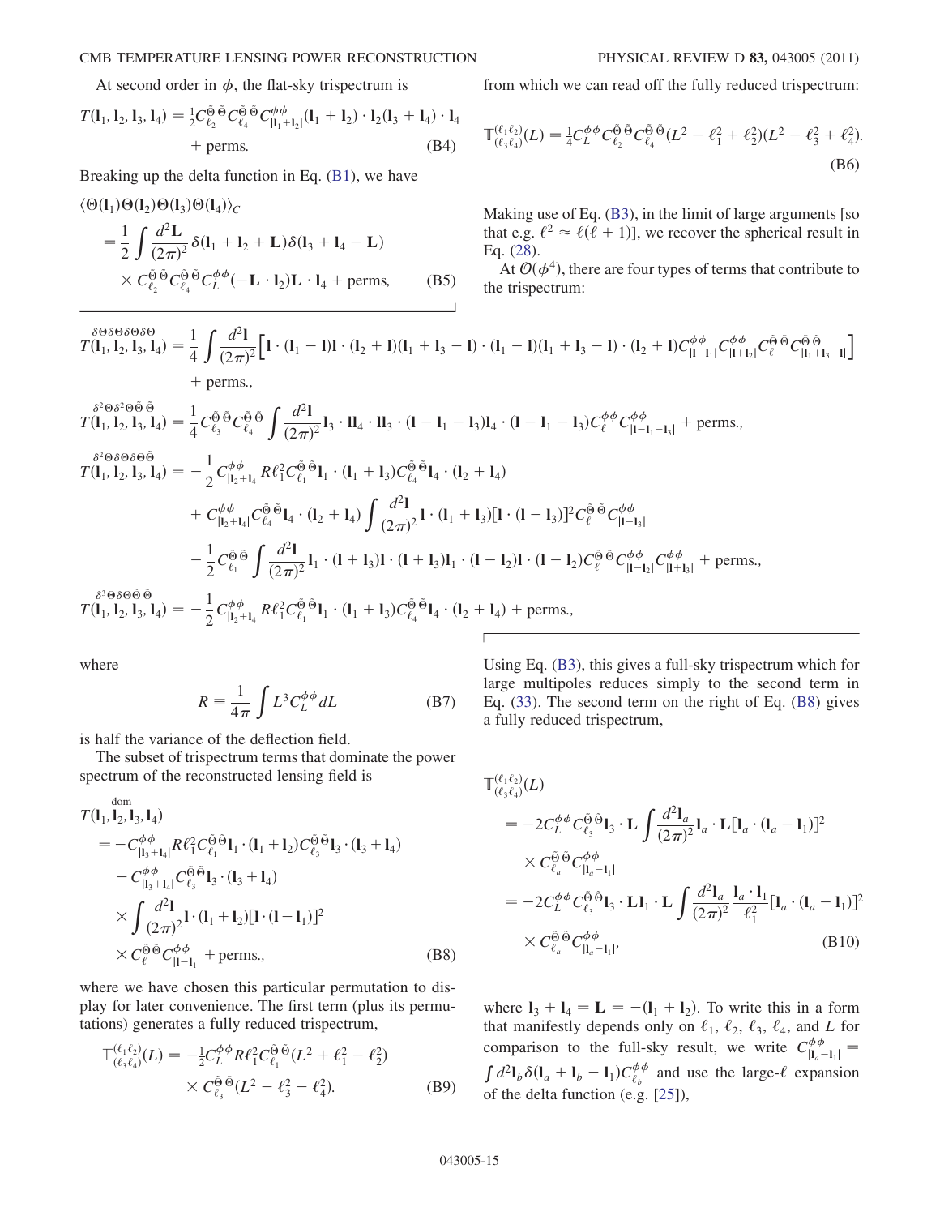At second order in $\phi$, the flat-sky trispectrum is

$$T(\mathbf{l}_1, \mathbf{l}_2, \mathbf{l}_3, \mathbf{l}_4) = \tfrac{1}{2} C_{\ell_2}^{\tilde{\Theta}\tilde{\Theta}} C_{\ell_4}^{\tilde{\Theta}\tilde{\Theta}} C_{|\mathbf{l}_1+\mathbf{l}_2|}^{\phi\phi} (\mathbf{l}_1 + \mathbf{l}_2) \cdot \mathbf{l}_2 (\mathbf{l}_3 + \mathbf{l}_4) \cdot \mathbf{l}_4 + \text{perms.} \tag{B4}$$

Breaking up the delta function in Eq. (B1), we have

$$\begin{aligned}\langle \Theta(\mathbf{l}_1)\Theta(\mathbf{l}_2)\Theta(\mathbf{l}_3)\Theta(\mathbf{l}_4)\rangle_C &= \frac{1}{2}\int \frac{d^2\mathbf{L}}{(2\pi)^2} \delta(\mathbf{l}_1 + \mathbf{l}_2 + \mathbf{L})\delta(\mathbf{l}_3 + \mathbf{l}_4 - \mathbf{L}) \\ &\quad \times C_{\ell_2}^{\tilde{\Theta}\tilde{\Theta}} C_{\ell_4}^{\tilde{\Theta}\tilde{\Theta}} C_L^{\phi\phi} (-\mathbf{L}\cdot\mathbf{l}_2)\mathbf{L}\cdot\mathbf{l}_4 + \text{perms,}\end{aligned} \tag{B5}$$

from which we can read off the fully reduced trispectrum:

$$\mathbb{T}^{(\ell_1\ell_2)}_{(\ell_3\ell_4)}(L) = \tfrac{1}{4} C_L^{\phi\phi} C_{\ell_2}^{\tilde{\Theta}\tilde{\Theta}} C_{\ell_4}^{\tilde{\Theta}\tilde{\Theta}} (L^2 - \ell_1^2 + \ell_2^2)(L^2 - \ell_3^2 + \ell_4^2). \tag{B6}$$

Making use of Eq. (B3), in the limit of large arguments [so that e.g. $\ell^2 \approx \ell(\ell+1)$], we recover the spherical result in Eq. (28).

At $\mathcal{O}(\phi^4)$, there are four types of terms that contribute to the trispectrum:

$$\begin{aligned}
\overset{\delta\Theta\delta\Theta\delta\Theta\delta\Theta}{T}(\mathbf{l}_1, \mathbf{l}_2, \mathbf{l}_3, \mathbf{l}_4) &= \frac{1}{4}\int \frac{d^2\mathbf{l}}{(2\pi)^2}\Big[\mathbf{l}\cdot(\mathbf{l}_1 - \mathbf{l})\mathbf{l}\cdot(\mathbf{l}_2 + \mathbf{l})(\mathbf{l}_1 + \mathbf{l}_3 - \mathbf{l})\cdot(\mathbf{l}_1 - \mathbf{l})(\mathbf{l}_1 + \mathbf{l}_3 - \mathbf{l})\cdot(\mathbf{l}_2 + \mathbf{l}) C_{|\mathbf{l}-\mathbf{l}_1|}^{\phi\phi} C_{|\mathbf{l}+\mathbf{l}_2|}^{\phi\phi} C_\ell^{\tilde{\Theta}\tilde{\Theta}} C_{|\mathbf{l}_1+\mathbf{l}_3-\mathbf{l}|}^{\tilde{\Theta}\tilde{\Theta}}\Big] \\
&\quad + \text{perms.,} \\
\overset{\delta^2\Theta\delta^2\Theta\tilde{\Theta}\tilde{\Theta}}{T}(\mathbf{l}_1, \mathbf{l}_2, \mathbf{l}_3, \mathbf{l}_4) &= \frac{1}{4} C_{\ell_3}^{\tilde{\Theta}\tilde{\Theta}} C_{\ell_4}^{\tilde{\Theta}\tilde{\Theta}} \int \frac{d^2\mathbf{l}}{(2\pi)^2} \mathbf{l}_3\cdot\mathbf{l}\mathbf{l}_4\cdot\mathbf{l}\mathbf{l}_3\cdot(\mathbf{l} - \mathbf{l}_1 - \mathbf{l}_3)\mathbf{l}_4\cdot(\mathbf{l} - \mathbf{l}_1 - \mathbf{l}_3) C_\ell^{\phi\phi} C_{|\mathbf{l}-\mathbf{l}_1-\mathbf{l}_3|}^{\phi\phi} + \text{perms.,} \\
\overset{\delta^2\Theta\delta\Theta\delta\Theta\tilde{\Theta}}{T}(\mathbf{l}_1, \mathbf{l}_2, \mathbf{l}_3, \mathbf{l}_4) &= -\frac{1}{2} C_{|\mathbf{l}_2+\mathbf{l}_4|}^{\phi\phi} R\ell_1^2 C_{\ell_1}^{\tilde{\Theta}\tilde{\Theta}} \mathbf{l}_1\cdot(\mathbf{l}_1 + \mathbf{l}_3) C_{\ell_4}^{\tilde{\Theta}\tilde{\Theta}} \mathbf{l}_4\cdot(\mathbf{l}_2 + \mathbf{l}_4) \\
&\quad + C_{|\mathbf{l}_2+\mathbf{l}_4|}^{\phi\phi} C_{\ell_4}^{\tilde{\Theta}\tilde{\Theta}} \mathbf{l}_4\cdot(\mathbf{l}_2 + \mathbf{l}_4)\int \frac{d^2\mathbf{l}}{(2\pi)^2}\mathbf{l}\cdot(\mathbf{l}_1 + \mathbf{l}_3)[\mathbf{l}\cdot(\mathbf{l} - \mathbf{l}_3)]^2 C_\ell^{\tilde{\Theta}\tilde{\Theta}} C_{|\mathbf{l}-\mathbf{l}_3|}^{\phi\phi} \\
&\quad - \frac{1}{2} C_{\ell_1}^{\tilde{\Theta}\tilde{\Theta}} \int \frac{d^2\mathbf{l}}{(2\pi)^2}\mathbf{l}_1\cdot(\mathbf{l} + \mathbf{l}_3)\mathbf{l}\cdot(\mathbf{l} + \mathbf{l}_3)\mathbf{l}_1\cdot(\mathbf{l} - \mathbf{l}_2)\mathbf{l}\cdot(\mathbf{l} - \mathbf{l}_2) C_\ell^{\tilde{\Theta}\tilde{\Theta}} C_{|\mathbf{l}-\mathbf{l}_2|}^{\phi\phi} C_{|\mathbf{l}+\mathbf{l}_3|}^{\phi\phi} + \text{perms.,} \\
\overset{\delta^3\Theta\delta\Theta\tilde{\Theta}\tilde{\Theta}}{T}(\mathbf{l}_1, \mathbf{l}_2, \mathbf{l}_3, \mathbf{l}_4) &= -\frac{1}{2} C_{|\mathbf{l}_2+\mathbf{l}_4|}^{\phi\phi} R\ell_1^2 C_{\ell_1}^{\tilde{\Theta}\tilde{\Theta}} \mathbf{l}_1\cdot(\mathbf{l}_1 + \mathbf{l}_3) C_{\ell_4}^{\tilde{\Theta}\tilde{\Theta}} \mathbf{l}_4\cdot(\mathbf{l}_2 + \mathbf{l}_4) + \text{perms.,}
\end{aligned}$$

where

$$R \equiv \frac{1}{4\pi}\int L^3 C_L^{\phi\phi} dL \tag{B7}$$

is half the variance of the deflection field.

The subset of trispectrum terms that dominate the power spectrum of the reconstructed lensing field is

$$\begin{aligned}
\overset{\text{dom}}{T}(\mathbf{l}_1, \mathbf{l}_2, \mathbf{l}_3, \mathbf{l}_4) &= -C_{|\mathbf{l}_3+\mathbf{l}_4|}^{\phi\phi} R\ell_1^2 C_{\ell_1}^{\tilde{\Theta}\tilde{\Theta}} \mathbf{l}_1\cdot(\mathbf{l}_1 + \mathbf{l}_2) C_{\ell_3}^{\tilde{\Theta}\tilde{\Theta}} \mathbf{l}_3\cdot(\mathbf{l}_3 + \mathbf{l}_4) \\
&\quad + C_{|\mathbf{l}_3+\mathbf{l}_4|}^{\phi\phi} C_{\ell_3}^{\tilde{\Theta}\tilde{\Theta}} \mathbf{l}_3\cdot(\mathbf{l}_3 + \mathbf{l}_4) \\
&\quad \times \int \frac{d^2\mathbf{l}}{(2\pi)^2}\mathbf{l}\cdot(\mathbf{l}_1 + \mathbf{l}_2)[\mathbf{l}\cdot(\mathbf{l} - \mathbf{l}_1)]^2 \\
&\quad \times C_\ell^{\tilde{\Theta}\tilde{\Theta}} C_{|\mathbf{l}-\mathbf{l}_1|}^{\phi\phi} + \text{perms.,}
\end{aligned} \tag{B8}$$

where we have chosen this particular permutation to display for later convenience. The first term (plus its permutations) generates a fully reduced trispectrum,

$$\begin{aligned}\mathbb{T}^{(\ell_1\ell_2)}_{(\ell_3\ell_4)}(L) &= -\tfrac{1}{2} C_L^{\phi\phi} R\ell_1^2 C_{\ell_1}^{\tilde{\Theta}\tilde{\Theta}} (L^2 + \ell_1^2 - \ell_2^2) \\ &\quad \times C_{\ell_3}^{\tilde{\Theta}\tilde{\Theta}} (L^2 + \ell_3^2 - \ell_4^2).\end{aligned} \tag{B9}$$

Using Eq. (B3), this gives a full-sky trispectrum which for large multipoles reduces simply to the second term in Eq. (33). The second term on the right of Eq. (B8) gives a fully reduced trispectrum,

$$\begin{aligned}
\mathbb{T}^{(\ell_1\ell_2)}_{(\ell_3\ell_4)}(L) &= -2C_L^{\phi\phi} C_{\ell_3}^{\tilde{\Theta}\tilde{\Theta}} \mathbf{l}_3\cdot\mathbf{L}\int \frac{d^2\mathbf{l}_a}{(2\pi)^2}\mathbf{l}_a\cdot\mathbf{L}[\mathbf{l}_a\cdot(\mathbf{l}_a - \mathbf{l}_1)]^2 \\
&\quad \times C_{\ell_a}^{\tilde{\Theta}\tilde{\Theta}} C_{|\mathbf{l}_a-\mathbf{l}_1|}^{\phi\phi} \\
&= -2C_L^{\phi\phi} C_{\ell_3}^{\tilde{\Theta}\tilde{\Theta}} \mathbf{l}_3\cdot\mathbf{L}\mathbf{l}_1\cdot\mathbf{L}\int \frac{d^2\mathbf{l}_a}{(2\pi)^2}\frac{\mathbf{l}_a\cdot\mathbf{l}_1}{\ell_1^2}[\mathbf{l}_a\cdot(\mathbf{l}_a - \mathbf{l}_1)]^2 \\
&\quad \times C_{\ell_a}^{\tilde{\Theta}\tilde{\Theta}} C_{|\mathbf{l}_a-\mathbf{l}_1|}^{\phi\phi},
\end{aligned} \tag{B10}$$

where $\mathbf{l}_3 + \mathbf{l}_4 = \mathbf{L} = -(\mathbf{l}_1 + \mathbf{l}_2)$. To write this in a form that manifestly depends only on $\ell_1$, $\ell_2$, $\ell_3$, $\ell_4$, and $L$ for comparison to the full-sky result, we write $C_{|\mathbf{l}_a-\mathbf{l}_1|}^{\phi\phi} = \int d^2\mathbf{l}_b \delta(\mathbf{l}_a + \mathbf{l}_b - \mathbf{l}_1) C_{\ell_b}^{\phi\phi}$ and use the large-$\ell$ expansion of the delta function (e.g. [25]),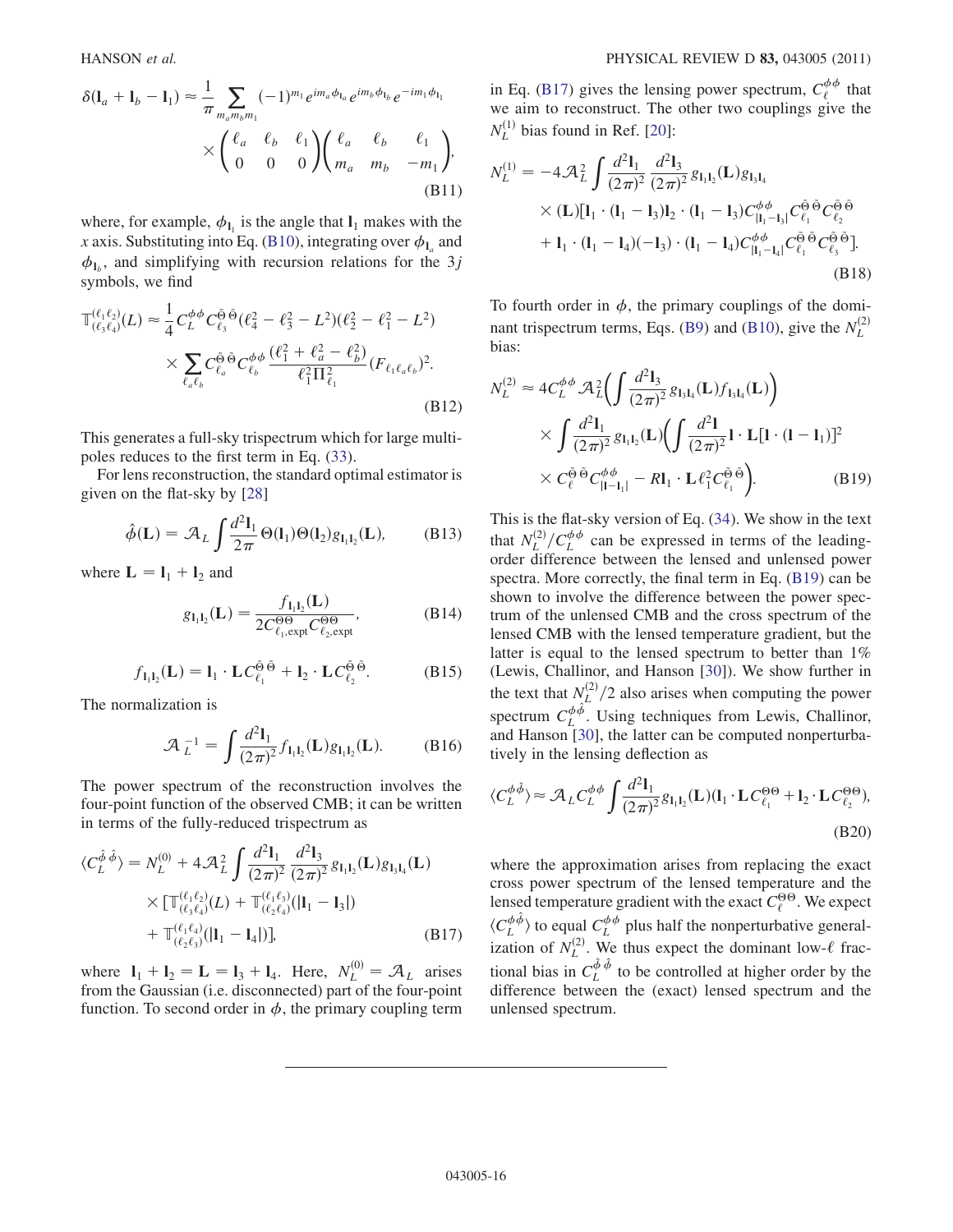$$
\delta(\mathbf{l}_a + \mathbf{l}_b - \mathbf{l}_1) \approx \frac{1}{\pi} \sum_{m_a m_b m_1} (-1)^{m_1} e^{i m_a \phi_{\mathbf{l}_a}} e^{i m_b \phi_{\mathbf{l}_b}} e^{-i m_1 \phi_{\mathbf{l}_1}} \times \begin{pmatrix} \ell_a & \ell_b & \ell_1 \\ 0 & 0 & 0 \end{pmatrix} \begin{pmatrix} \ell_a & \ell_b & \ell_1 \\ m_a & m_b & -m_1 \end{pmatrix}, \tag{B11}
$$

where, for example, $\phi_{\mathbf{l}_1}$ is the angle that $\mathbf{l}_1$ makes with the $x$ axis. Substituting into Eq. (B10), integrating over $\phi_{\mathbf{l}_a}$ and $\phi_{\mathbf{l}_b}$, and simplifying with recursion relations for the 3$j$ symbols, we find

$$
\mathbb{T}^{(\ell_1 \ell_2)}_{(\ell_3 \ell_4)}(L) \approx \frac{1}{4} C_L^{\phi\phi} C_{\ell_3}^{\tilde{\Theta}\tilde{\Theta}} (\ell_4^2 - \ell_3^2 - L^2)(\ell_2^2 - \ell_1^2 - L^2) \times \sum_{\ell_a \ell_b} C_{\ell_a}^{\tilde{\Theta}\tilde{\Theta}} C_{\ell_b}^{\phi\phi} \frac{(\ell_1^2 + \ell_a^2 - \ell_b^2)}{\ell_1^2 \Pi_{\ell_1}^2} (F_{\ell_1 \ell_a \ell_b})^2. \tag{B12}
$$

This generates a full-sky trispectrum which for large multipoles reduces to the first term in Eq. (33).

For lens reconstruction, the standard optimal estimator is given on the flat-sky by [28]

$$
\hat{\phi}(\mathbf{L}) = \mathcal{A}_L \int \frac{d^2 \mathbf{l}_1}{2\pi} \Theta(\mathbf{l}_1) \Theta(\mathbf{l}_2) g_{\mathbf{l}_1 \mathbf{l}_2}(\mathbf{L}), \tag{B13}
$$

where $\mathbf{L} = \mathbf{l}_1 + \mathbf{l}_2$ and

$$
g_{\mathbf{l}_1 \mathbf{l}_2}(\mathbf{L}) = \frac{f_{\mathbf{l}_1 \mathbf{l}_2}(\mathbf{L})}{2 C_{\ell_1, \mathrm{expt}}^{\Theta\Theta} C_{\ell_2, \mathrm{expt}}^{\Theta\Theta}}, \tag{B14}
$$

$$
f_{\mathbf{l}_1 \mathbf{l}_2}(\mathbf{L}) = \mathbf{l}_1 \cdot \mathbf{L} C_{\ell_1}^{\tilde{\Theta}\tilde{\Theta}} + \mathbf{l}_2 \cdot \mathbf{L} C_{\ell_2}^{\tilde{\Theta}\tilde{\Theta}}. \tag{B15}
$$

The normalization is

$$
\mathcal{A}_L^{-1} = \int \frac{d^2 \mathbf{l}_1}{(2\pi)^2} f_{\mathbf{l}_1 \mathbf{l}_2}(\mathbf{L}) g_{\mathbf{l}_1 \mathbf{l}_2}(\mathbf{L}). \tag{B16}
$$

The power spectrum of the reconstruction involves the four-point function of the observed CMB; it can be written in terms of the fully-reduced trispectrum as

$$
\langle C_L^{\hat{\phi}\hat{\phi}} \rangle = N_L^{(0)} + 4 \mathcal{A}_L^2 \int \frac{d^2 \mathbf{l}_1}{(2\pi)^2} \frac{d^2 \mathbf{l}_3}{(2\pi)^2} g_{\mathbf{l}_1 \mathbf{l}_2}(\mathbf{L}) g_{\mathbf{l}_3 \mathbf{l}_4}(\mathbf{L}) \times [\mathbb{T}^{(\ell_1 \ell_2)}_{(\ell_3 \ell_4)}(L) + \mathbb{T}^{(\ell_1 \ell_3)}_{(\ell_2 \ell_4)}(|\mathbf{l}_1 - \mathbf{l}_3|) + \mathbb{T}^{(\ell_1 \ell_4)}_{(\ell_2 \ell_3)}(|\mathbf{l}_1 - \mathbf{l}_4|)], \tag{B17}
$$

where $\mathbf{l}_1 + \mathbf{l}_2 = \mathbf{L} = \mathbf{l}_3 + \mathbf{l}_4$. Here, $N_L^{(0)} = \mathcal{A}_L$ arises from the Gaussian (i.e. disconnected) part of the four-point function. To second order in $\phi$, the primary coupling term in Eq. (B17) gives the lensing power spectrum, $C_\ell^{\phi\phi}$ that we aim to reconstruct. The other two couplings give the $N_L^{(1)}$ bias found in Ref. [20]:

$$
N_L^{(1)} = -4 \mathcal{A}_L^2 \int \frac{d^2 \mathbf{l}_1}{(2\pi)^2} \frac{d^2 \mathbf{l}_3}{(2\pi)^2} g_{\mathbf{l}_1 \mathbf{l}_2}(\mathbf{L}) g_{\mathbf{l}_3 \mathbf{l}_4} \times (\mathbf{L}) [\mathbf{l}_1 \cdot (\mathbf{l}_1 - \mathbf{l}_3) \mathbf{l}_2 \cdot (\mathbf{l}_1 - \mathbf{l}_3) C_{|\mathbf{l}_1 - \mathbf{l}_3|}^{\phi\phi} C_{\ell_1}^{\tilde{\Theta}\tilde{\Theta}} C_{\ell_2}^{\tilde{\Theta}\tilde{\Theta}} + \mathbf{l}_1 \cdot (\mathbf{l}_1 - \mathbf{l}_4)(-\mathbf{l}_3) \cdot (\mathbf{l}_1 - \mathbf{l}_4) C_{|\mathbf{l}_1 - \mathbf{l}_4|}^{\phi\phi} C_{\ell_1}^{\tilde{\Theta}\tilde{\Theta}} C_{\ell_3}^{\tilde{\Theta}\tilde{\Theta}}]. \tag{B18}
$$

To fourth order in $\phi$, the primary couplings of the dominant trispectrum terms, Eqs. (B9) and (B10), give the $N_L^{(2)}$ bias:

$$
N_L^{(2)} \approx 4 C_L^{\phi\phi} \mathcal{A}_L^2 \bigg( \int \frac{d^2 \mathbf{l}_3}{(2\pi)^2} g_{\mathbf{l}_3 \mathbf{l}_4}(\mathbf{L}) f_{\mathbf{l}_3 \mathbf{l}_4}(\mathbf{L}) \bigg) \times \int \frac{d^2 \mathbf{l}_1}{(2\pi)^2} g_{\mathbf{l}_1 \mathbf{l}_2}(\mathbf{L}) \bigg( \int \frac{d^2 \mathbf{l}}{(2\pi)^2} \mathbf{l} \cdot \mathbf{L} [\mathbf{l} \cdot (\mathbf{l} - \mathbf{l}_1)]^2 \times C_\ell^{\tilde{\Theta}\tilde{\Theta}} C_{|\mathbf{l} - \mathbf{l}_1|}^{\phi\phi} - R \mathbf{l}_1 \cdot \mathbf{L} \ell_1^2 C_{\ell_1}^{\tilde{\Theta}\tilde{\Theta}} \bigg). \tag{B19}
$$

This is the flat-sky version of Eq. (34). We show in the text that $N_L^{(2)}/C_L^{\phi\phi}$ can be expressed in terms of the leading-order difference between the lensed and unlensed power spectra. More correctly, the final term in Eq. (B19) can be shown to involve the difference between the power spectrum of the unlensed CMB and the cross spectrum of the lensed CMB with the lensed temperature gradient, but the latter is equal to the lensed spectrum to better than 1% (Lewis, Challinor, and Hanson [30]). We show further in the text that $N_L^{(2)}/2$ also arises when computing the power spectrum $C_L^{\phi\hat{\phi}}$. Using techniques from Lewis, Challinor, and Hanson [30], the latter can be computed nonperturbatively in the lensing deflection as

$$
\langle C_L^{\phi\hat{\phi}} \rangle \approx \mathcal{A}_L C_L^{\phi\phi} \int \frac{d^2 \mathbf{l}_1}{(2\pi)^2} g_{\mathbf{l}_1 \mathbf{l}_2}(\mathbf{L}) (\mathbf{l}_1 \cdot \mathbf{L} C_{\ell_1}^{\Theta\Theta} + \mathbf{l}_2 \cdot \mathbf{L} C_{\ell_2}^{\Theta\Theta}), \tag{B20}
$$

where the approximation arises from replacing the exact cross power spectrum of the lensed temperature and the lensed temperature gradient with the exact $C_\ell^{\Theta\Theta}$. We expect $\langle C_L^{\phi\hat{\phi}} \rangle$ to equal $C_L^{\phi\phi}$ plus half the nonperturbative generalization of $N_L^{(2)}$. We thus expect the dominant low-$\ell$ fractional bias in $C_L^{\hat{\phi}\hat{\phi}}$ to be controlled at higher order by the difference between the (exact) lensed spectrum and the unlensed spectrum.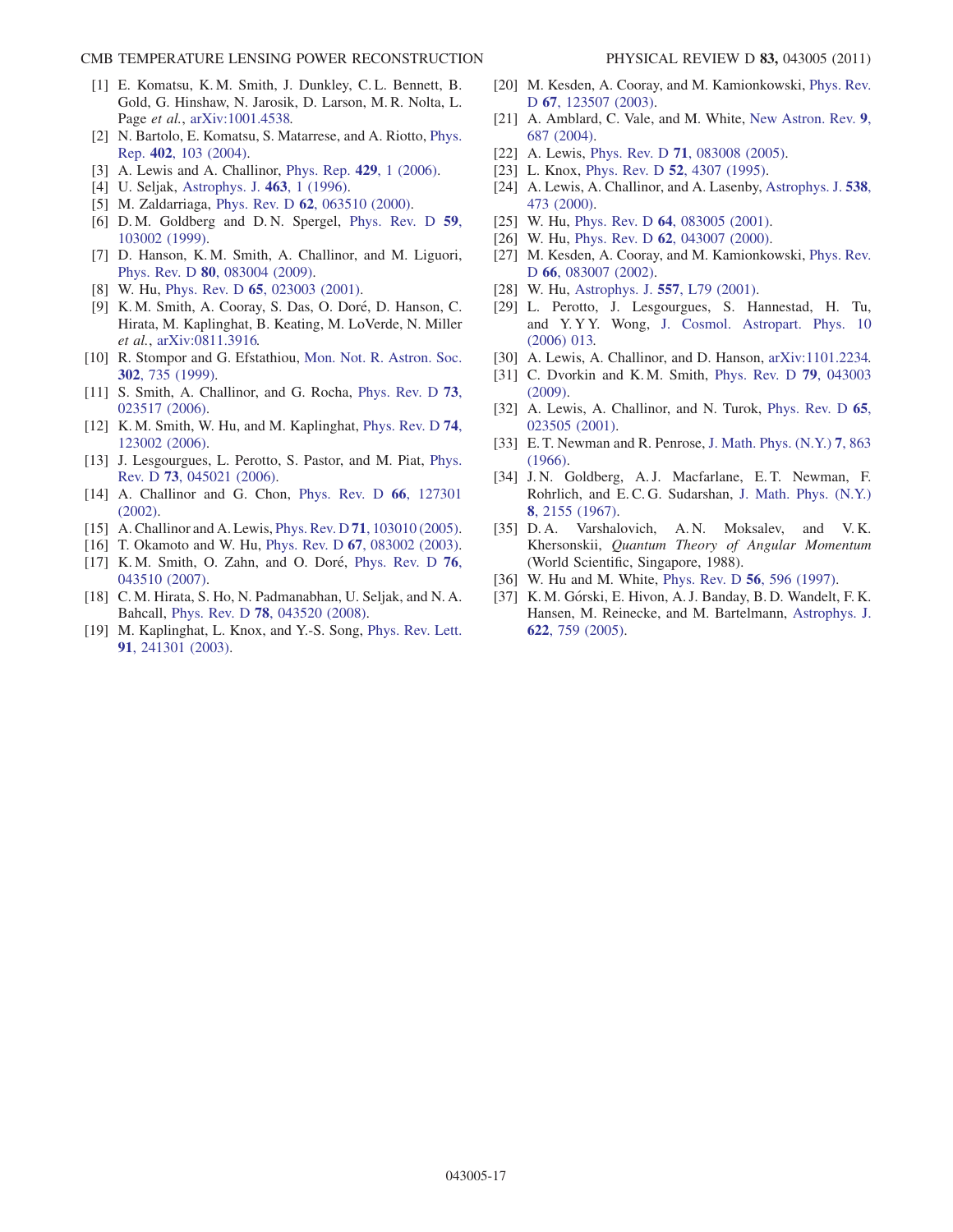[1] E. Komatsu, K. M. Smith, J. Dunkley, C. L. Bennett, B. Gold, G. Hinshaw, N. Jarosik, D. Larson, M. R. Nolta, L. Page *et al.*, arXiv:1001.4538.

[2] N. Bartolo, E. Komatsu, S. Matarrese, and A. Riotto, Phys. Rep. **402**, 103 (2004).

[3] A. Lewis and A. Challinor, Phys. Rep. **429**, 1 (2006).

[4] U. Seljak, Astrophys. J. **463**, 1 (1996).

[5] M. Zaldarriaga, Phys. Rev. D **62**, 063510 (2000).

[6] D. M. Goldberg and D. N. Spergel, Phys. Rev. D **59**, 103002 (1999).

[7] D. Hanson, K. M. Smith, A. Challinor, and M. Liguori, Phys. Rev. D **80**, 083004 (2009).

[8] W. Hu, Phys. Rev. D **65**, 023003 (2001).

[9] K. M. Smith, A. Cooray, S. Das, O. Doré, D. Hanson, C. Hirata, M. Kaplinghat, B. Keating, M. LoVerde, N. Miller *et al.*, arXiv:0811.3916.

[10] R. Stompor and G. Efstathiou, Mon. Not. R. Astron. Soc. **302**, 735 (1999).

[11] S. Smith, A. Challinor, and G. Rocha, Phys. Rev. D **73**, 023517 (2006).

[12] K. M. Smith, W. Hu, and M. Kaplinghat, Phys. Rev. D **74**, 123002 (2006).

[13] J. Lesgourgues, L. Perotto, S. Pastor, and M. Piat, Phys. Rev. D **73**, 045021 (2006).

[14] A. Challinor and G. Chon, Phys. Rev. D **66**, 127301 (2002).

[15] A. Challinor and A. Lewis, Phys. Rev. D **71**, 103010 (2005).

[16] T. Okamoto and W. Hu, Phys. Rev. D **67**, 083002 (2003).

[17] K. M. Smith, O. Zahn, and O. Doré, Phys. Rev. D **76**, 043510 (2007).

[18] C. M. Hirata, S. Ho, N. Padmanabhan, U. Seljak, and N. A. Bahcall, Phys. Rev. D **78**, 043520 (2008).

[19] M. Kaplinghat, L. Knox, and Y.-S. Song, Phys. Rev. Lett. **91**, 241301 (2003).

[20] M. Kesden, A. Cooray, and M. Kamionkowski, Phys. Rev. D **67**, 123507 (2003).

[21] A. Amblard, C. Vale, and M. White, New Astron. Rev. **9**, 687 (2004).

[22] A. Lewis, Phys. Rev. D **71**, 083008 (2005).

[23] L. Knox, Phys. Rev. D **52**, 4307 (1995).

[24] A. Lewis, A. Challinor, and A. Lasenby, Astrophys. J. **538**, 473 (2000).

[25] W. Hu, Phys. Rev. D **64**, 083005 (2001).

[26] W. Hu, Phys. Rev. D **62**, 043007 (2000).

[27] M. Kesden, A. Cooray, and M. Kamionkowski, Phys. Rev. D **66**, 083007 (2002).

[28] W. Hu, Astrophys. J. **557**, L79 (2001).

[29] L. Perotto, J. Lesgourgues, S. Hannestad, H. Tu, and Y. Y Y. Wong, J. Cosmol. Astropart. Phys. 10 (2006) 013.

[30] A. Lewis, A. Challinor, and D. Hanson, arXiv:1101.2234.

[31] C. Dvorkin and K. M. Smith, Phys. Rev. D **79**, 043003 (2009).

[32] A. Lewis, A. Challinor, and N. Turok, Phys. Rev. D **65**, 023505 (2001).

[33] E. T. Newman and R. Penrose, J. Math. Phys. (N.Y.) **7**, 863 (1966).

[34] J. N. Goldberg, A. J. Macfarlane, E. T. Newman, F. Rohrlich, and E. C. G. Sudarshan, J. Math. Phys. (N.Y.) **8**, 2155 (1967).

[35] D. A. Varshalovich, A. N. Moksalev, and V. K. Khersonskii, *Quantum Theory of Angular Momentum* (World Scientific, Singapore, 1988).

[36] W. Hu and M. White, Phys. Rev. D **56**, 596 (1997).

[37] K. M. Górski, E. Hivon, A. J. Banday, B. D. Wandelt, F. K. Hansen, M. Reinecke, and M. Bartelmann, Astrophys. J. **622**, 759 (2005).